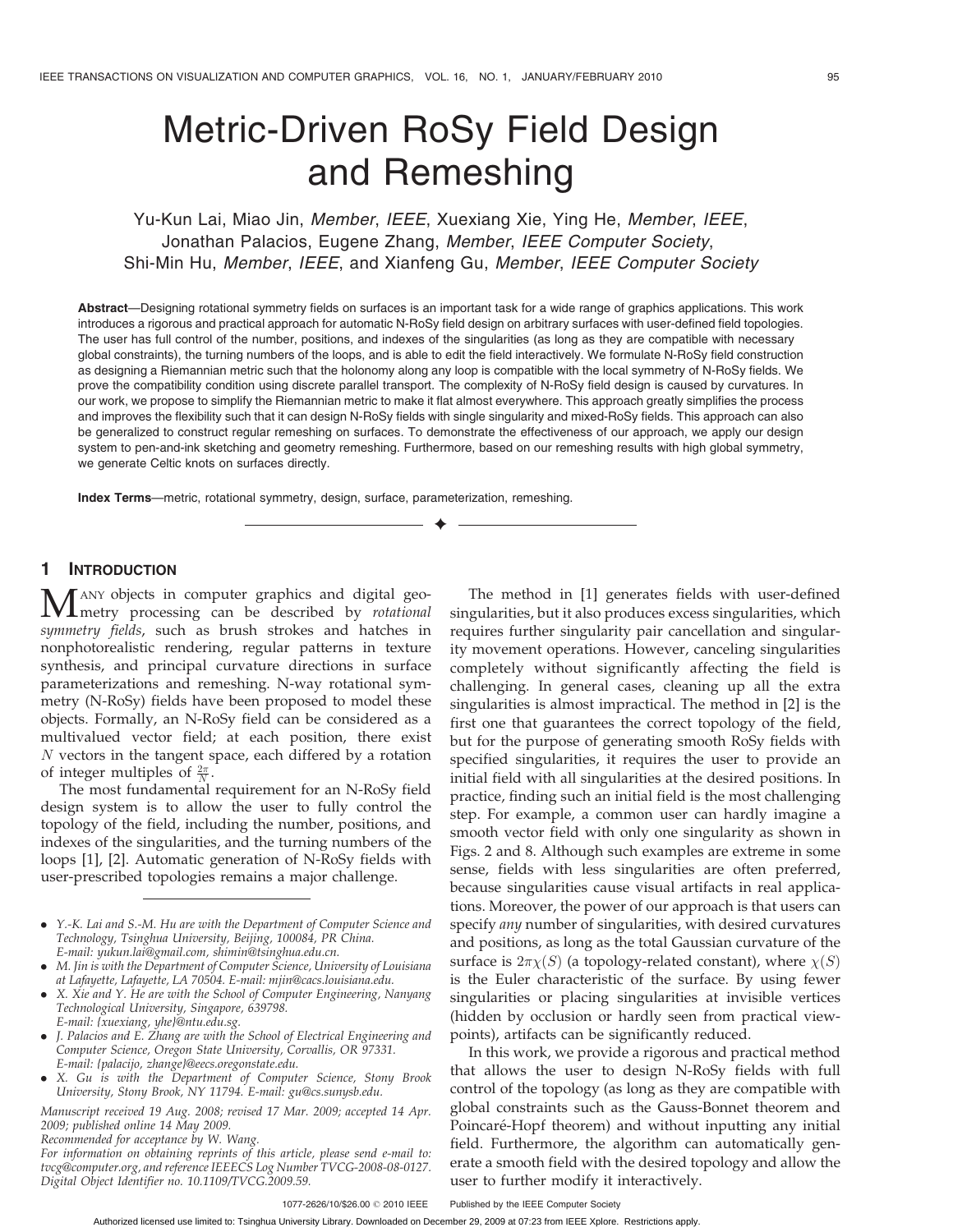# Metric-Driven RoSy Field Design and Remeshing

Yu-Kun Lai, Miao Jin, *Member*, *IEEE*, Xuexiang Xie, Ying He, *Member*, *IEEE*, Jonathan Palacios, Eugene Zhang, *Member*, *IEEE Computer Society*, Shi-Min Hu, *Member*, *IEEE*, and Xianfeng Gu, *Member*, *IEEE Computer Society*

**Abstract**—Designing rotational symmetry fields on surfaces is an important task for a wide range of graphics applications. This work introduces a rigorous and practical approach for automatic N-RoSy field design on arbitrary surfaces with user-defined field topologies. The user has full control of the number, positions, and indexes of the singularities (as long as they are compatible with necessary global constraints), the turning numbers of the loops, and is able to edit the field interactively. We formulate N-RoSy field construction as designing a Riemannian metric such that the holonomy along any loop is compatible with the local symmetry of N-RoSy fields. We prove the compatibility condition using discrete parallel transport. The complexity of N-RoSy field design is caused by curvatures. In our work, we propose to simplify the Riemannian metric to make it flat almost everywhere. This approach greatly simplifies the process and improves the flexibility such that it can design N-RoSy fields with single singularity and mixed-RoSy fields. This approach can also be generalized to construct regular remeshing on surfaces. To demonstrate the effectiveness of our approach, we apply our design system to pen-and-ink sketching and geometry remeshing. Furthermore, based on our remeshing results with high global symmetry, we generate Celtic knots on surfaces directly.

**Index Terms**—metric, rotational symmetry, design, surface, parameterization, remeshing.

## 1 Introduction

Many objects in computer graphics and digital geometry processing can be described by *rotational symmetry fields*, such as brush strokes and hatches in nonphotorealistic rendering, regular patterns in texture synthesis, and principal curvature directions in surface parameterizations and remeshing. N-way rotational symmetry (N-RoSy) fields have been proposed to model these objects. Formally, an N-RoSy field can be considered as a multivalued vector field; at each position, there exist $N$ vectors in the tangent space, each differed by a rotation of integer multiples of $\frac{2\pi}{N}$.

The most fundamental requirement for an N-RoSy field design system is to allow the user to fully control the topology of the field, including the number, positions, and indexes of the singularities, and the turning numbers of the loops [1], [2]. Automatic generation of N-RoSy fields with user-prescribed topologies remains a major challenge.

The method in [1] generates fields with user-defined singularities, but it also produces excess singularities, which requires further singularity pair cancellation and singularity movement operations. However, canceling singularities completely without significantly affecting the field is challenging. In general cases, cleaning up all the extra singularities is almost impractical. The method in [2] is the first one that guarantees the correct topology of the field, but for the purpose of generating smooth RoSy fields with specified singularities, it requires the user to provide an initial field with all singularities at the desired positions. In practice, finding such an initial field is the most challenging step. For example, a common user can hardly imagine a smooth vector field with only one singularity as shown in Figs. 2 and 8. Although such examples are extreme in some sense, fields with less singularities are often preferred, because singularities cause visual artifacts in real applications. Moreover, the power of our approach is that users can specify *any* number of singularities, with desired curvatures and positions, as long as the total Gaussian curvature of the surface is $2\pi\chi(S)$ (a topology-related constant), where $\chi(S)$ is the Euler characteristic of the surface. By using fewer singularities or placing singularities at invisible vertices (hidden by occlusion or hardly seen from practical viewpoints), artifacts can be significantly reduced.

In this work, we provide a rigorous and practical method that allows the user to design N-RoSy fields with full control of the topology (as long as they are compatible with global constraints such as the Gauss-Bonnet theorem and Poincaré-Hopf theorem) and without inputting any initial field. Furthermore, the algorithm can automatically generate a smooth field with the desired topology and allow the user to further modify it interactively.

- Y.-K. Lai and S.-M. Hu are with the Department of Computer Science and Technology, Tsinghua University, Beijing, 100084, PR China. E-mail: yukun.lai@gmail.com, shimin@tsinghua.edu.cn.
- M. Jin is with the Department of Computer Science, University of Louisiana at Lafayette, Lafayette, LA 70504. E-mail: mjin@cacs.louisiana.edu.
- X. Xie and Y. He are with the School of Computer Engineering, Nanyang Technological University, Singapore, 639798. E-mail: {xuexiang, yhe}@ntu.edu.sg.
- J. Palacios and E. Zhang are with the School of Electrical Engineering and Computer Science, Oregon State University, Corvallis, OR 97331. E-mail: {palacijo, zhange}@eecs.oregonstate.edu.
- X. Gu is with the Department of Computer Science, Stony Brook University, Stony Brook, NY 11794. E-mail: gu@cs.sunysb.edu.

Manuscript received 19 Aug. 2008; revised 17 Mar. 2009; accepted 14 Apr. 2009; published online 14 May 2009.
Recommended for acceptance by W. Wang.
For information on obtaining reprints of this article, please send e-mail to: tvcg@computer.org, and reference IEEECS Log Number TVCG-2008-08-0127.
Digital Object Identifier no. 10.1109/TVCG.2009.59.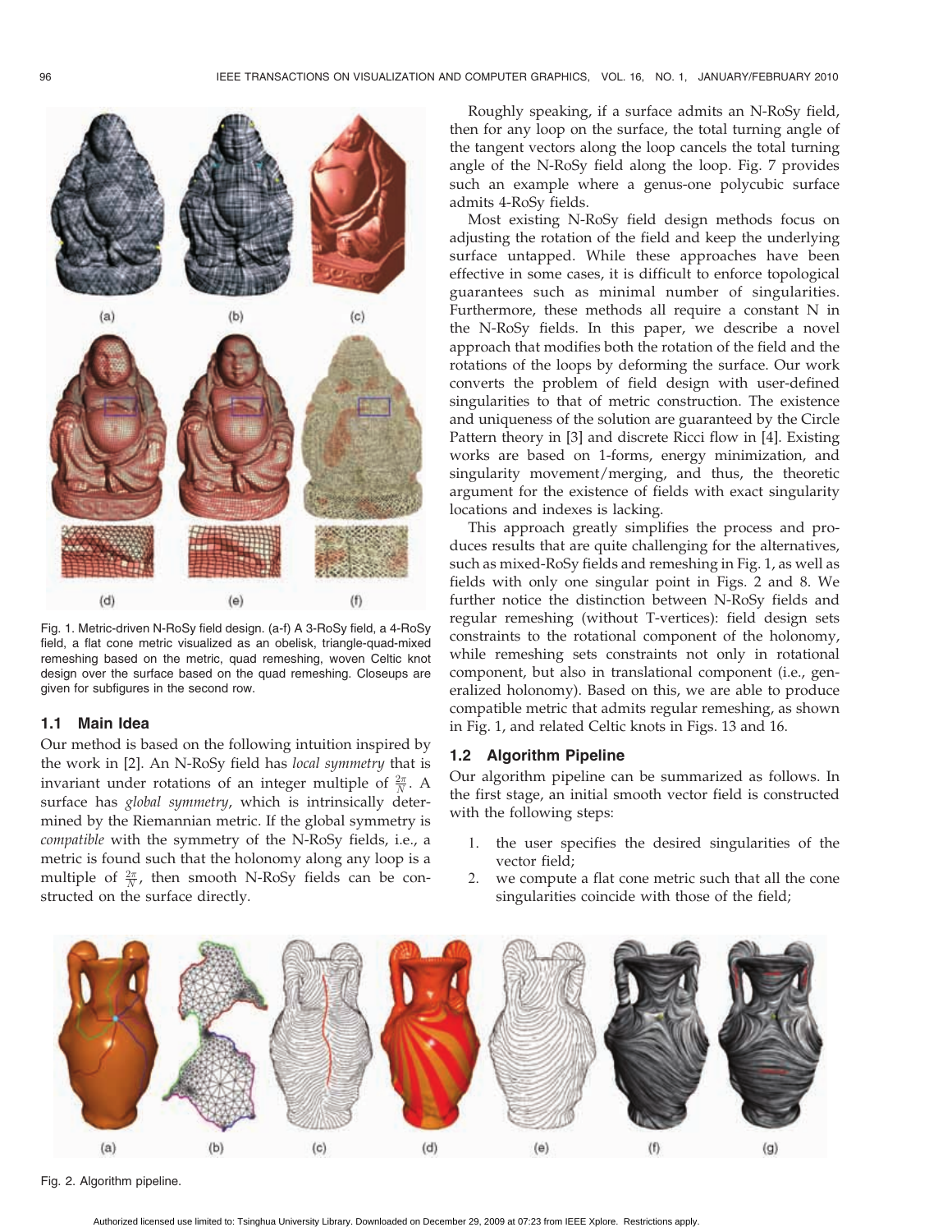Fig. 1. Metric-driven N-RoSy field design. (a-f) A 3-RoSy field, a 4-RoSy field, a flat cone metric visualized as an obelisk, triangle-quad-mixed remeshing based on the metric, quad remeshing, woven Celtic knot design over the surface based on the quad remeshing. Closeups are given for subfigures in the second row.

### 1.1 Main Idea

Our method is based on the following intuition inspired by the work in [2]. An N-RoSy field has *local symmetry* that is invariant under rotations of an integer multiple of $\frac{2\pi}{N}$. A surface has *global symmetry*, which is intrinsically determined by the Riemannian metric. If the global symmetry is *compatible* with the symmetry of the N-RoSy fields, i.e., a metric is found such that the holonomy along any loop is a multiple of $\frac{2\pi}{N}$, then smooth N-RoSy fields can be constructed on the surface directly.

Roughly speaking, if a surface admits an N-RoSy field, then for any loop on the surface, the total turning angle of the tangent vectors along the loop cancels the total turning angle of the N-RoSy field along the loop. Fig. 7 provides such an example where a genus-one polycubic surface admits 4-RoSy fields.

Most existing N-RoSy field design methods focus on adjusting the rotation of the field and keep the underlying surface untapped. While these approaches have been effective in some cases, it is difficult to enforce topological guarantees such as minimal number of singularities. Furthermore, these methods all require a constant N in the N-RoSy fields. In this paper, we describe a novel approach that modifies both the rotation of the field and the rotations of the loops by deforming the surface. Our work converts the problem of field design with user-defined singularities to that of metric construction. The existence and uniqueness of the solution are guaranteed by the Circle Pattern theory in [3] and discrete Ricci flow in [4]. Existing works are based on 1-forms, energy minimization, and singularity movement/merging, and thus, the theoretic argument for the existence of fields with exact singularity locations and indexes is lacking.

This approach greatly simplifies the process and produces results that are quite challenging for the alternatives, such as mixed-RoSy fields and remeshing in Fig. 1, as well as fields with only one singular point in Figs. 2 and 8. We further notice the distinction between N-RoSy fields and regular remeshing (without T-vertices): field design sets constraints to the rotational component of the holonomy, while remeshing sets constraints not only in rotational component, but also in translational component (i.e., generalized holonomy). Based on this, we are able to produce compatible metric that admits regular remeshing, as shown in Fig. 1, and related Celtic knots in Figs. 13 and 16.

### 1.2 Algorithm Pipeline

Our algorithm pipeline can be summarized as follows. In the first stage, an initial smooth vector field is constructed with the following steps:

1. the user specifies the desired singularities of the vector field;
2. we compute a flat cone metric such that all the cone singularities coincide with those of the field;

Fig. 2. Algorithm pipeline.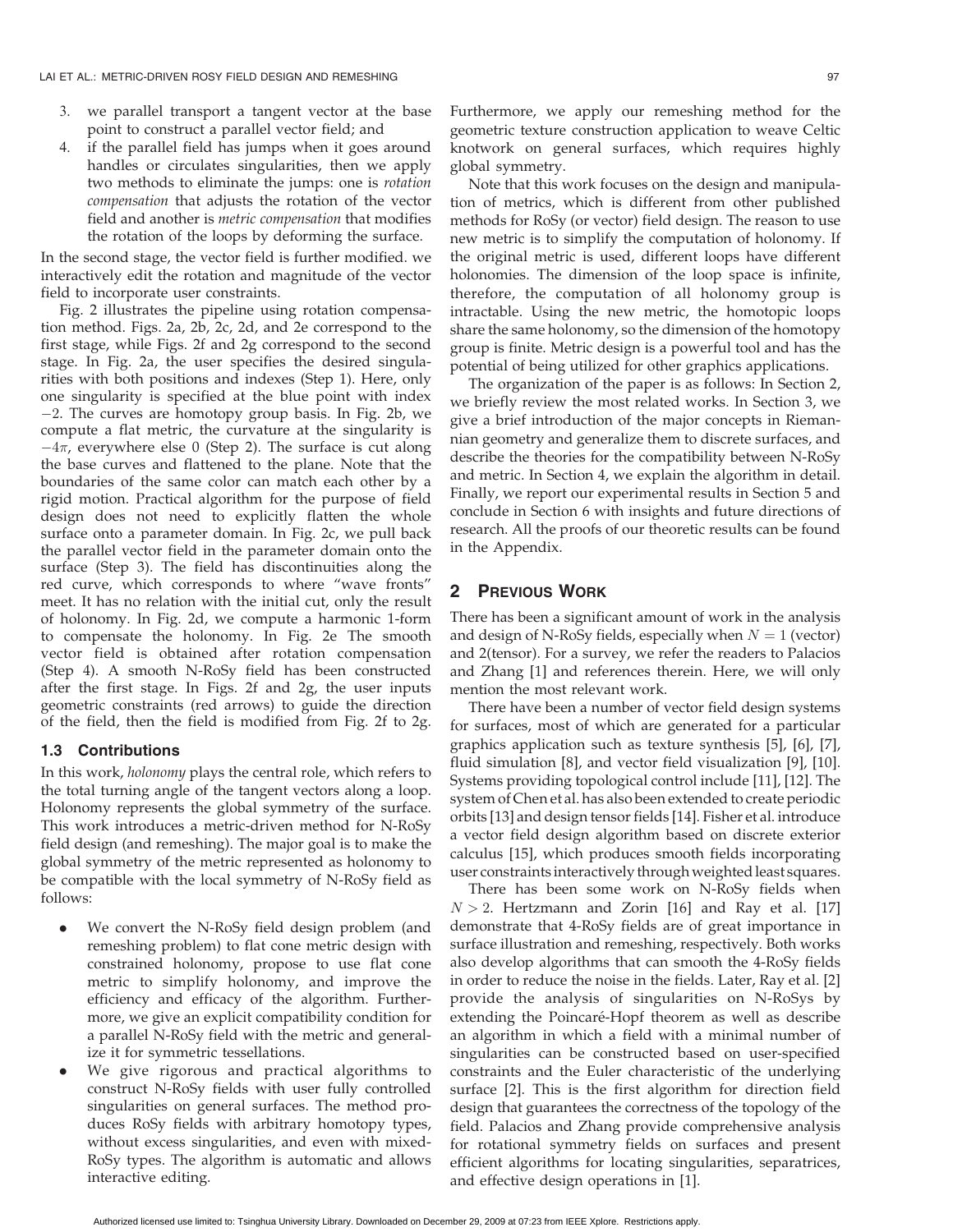3. we parallel transport a tangent vector at the base point to construct a parallel vector field; and
4. if the parallel field has jumps when it goes around handles or circulates singularities, then we apply two methods to eliminate the jumps: one is *rotation compensation* that adjusts the rotation of the vector field and another is *metric compensation* that modifies the rotation of the loops by deforming the surface.

In the second stage, the vector field is further modified. we interactively edit the rotation and magnitude of the vector field to incorporate user constraints.

Fig. 2 illustrates the pipeline using rotation compensation method. Figs. 2a, 2b, 2c, 2d, and 2e correspond to the first stage, while Figs. 2f and 2g correspond to the second stage. In Fig. 2a, the user specifies the desired singularities with both positions and indexes (Step 1). Here, only one singularity is specified at the blue point with index $-2$. The curves are homotopy group basis. In Fig. 2b, we compute a flat metric, the curvature at the singularity is $-4\pi$, everywhere else 0 (Step 2). The surface is cut along the base curves and flattened to the plane. Note that the boundaries of the same color can match each other by a rigid motion. Practical algorithm for the purpose of field design does not need to explicitly flatten the whole surface onto a parameter domain. In Fig. 2c, we pull back the parallel vector field in the parameter domain onto the surface (Step 3). The field has discontinuities along the red curve, which corresponds to where "wave fronts" meet. It has no relation with the initial cut, only the result of holonomy. In Fig. 2d, we compute a harmonic 1-form to compensate the holonomy. In Fig. 2e The smooth vector field is obtained after rotation compensation (Step 4). A smooth N-RoSy field has been constructed after the first stage. In Figs. 2f and 2g, the user inputs geometric constraints (red arrows) to guide the direction of the field, then the field is modified from Fig. 2f to 2g.

### 1.3 Contributions

In this work, *holonomy* plays the central role, which refers to the total turning angle of the tangent vectors along a loop. Holonomy represents the global symmetry of the surface. This work introduces a metric-driven method for N-RoSy field design (and remeshing). The major goal is to make the global symmetry of the metric represented as holonomy to be compatible with the local symmetry of N-RoSy field as follows:

- We convert the N-RoSy field design problem (and remeshing problem) to flat cone metric design with constrained holonomy, propose to use flat cone metric to simplify holonomy, and improve the efficiency and efficacy of the algorithm. Furthermore, we give an explicit compatibility condition for a parallel N-RoSy field with the metric and generalize it for symmetric tessellations.
- We give rigorous and practical algorithms to construct N-RoSy fields with user fully controlled singularities on general surfaces. The method produces RoSy fields with arbitrary homotopy types, without excess singularities, and even with mixed-RoSy types. The algorithm is automatic and allows interactive editing.

Furthermore, we apply our remeshing method for the geometric texture construction application to weave Celtic knotwork on general surfaces, which requires highly global symmetry.

Note that this work focuses on the design and manipulation of metrics, which is different from other published methods for RoSy (or vector) field design. The reason to use new metric is to simplify the computation of holonomy. If the original metric is used, different loops have different holonomies. The dimension of the loop space is infinite, therefore, the computation of all holonomy group is intractable. Using the new metric, the homotopic loops share the same holonomy, so the dimension of the homotopy group is finite. Metric design is a powerful tool and has the potential of being utilized for other graphics applications.

The organization of the paper is as follows: In Section 2, we briefly review the most related works. In Section 3, we give a brief introduction of the major concepts in Riemannian geometry and generalize them to discrete surfaces, and describe the theories for the compatibility between N-RoSy and metric. In Section 4, we explain the algorithm in detail. Finally, we report our experimental results in Section 5 and conclude in Section 6 with insights and future directions of research. All the proofs of our theoretic results can be found in the Appendix.

## 2 Previous Work

There has been a significant amount of work in the analysis and design of N-RoSy fields, especially when $N = 1$ (vector) and 2(tensor). For a survey, we refer the readers to Palacios and Zhang [1] and references therein. Here, we will only mention the most relevant work.

There have been a number of vector field design systems for surfaces, most of which are generated for a particular graphics application such as texture synthesis [5], [6], [7], fluid simulation [8], and vector field visualization [9], [10]. Systems providing topological control include [11], [12]. The system of Chen et al. has also been extended to create periodic orbits [13] and design tensor fields [14]. Fisher et al. introduce a vector field design algorithm based on discrete exterior calculus [15], which produces smooth fields incorporating user constraints interactively through weighted least squares.

There has been some work on N-RoSy fields when $N > 2$. Hertzmann and Zorin [16] and Ray et al. [17] demonstrate that 4-RoSy fields are of great importance in surface illustration and remeshing, respectively. Both works also develop algorithms that can smooth the 4-RoSy fields in order to reduce the noise in the fields. Later, Ray et al. [2] provide the analysis of singularities on N-RoSys by extending the Poincaré-Hopf theorem as well as describe an algorithm in which a field with a minimal number of singularities can be constructed based on user-specified constraints and the Euler characteristic of the underlying surface [2]. This is the first algorithm for direction field design that guarantees the correctness of the topology of the field. Palacios and Zhang provide comprehensive analysis for rotational symmetry fields on surfaces and present efficient algorithms for locating singularities, separatrices, and effective design operations in [1].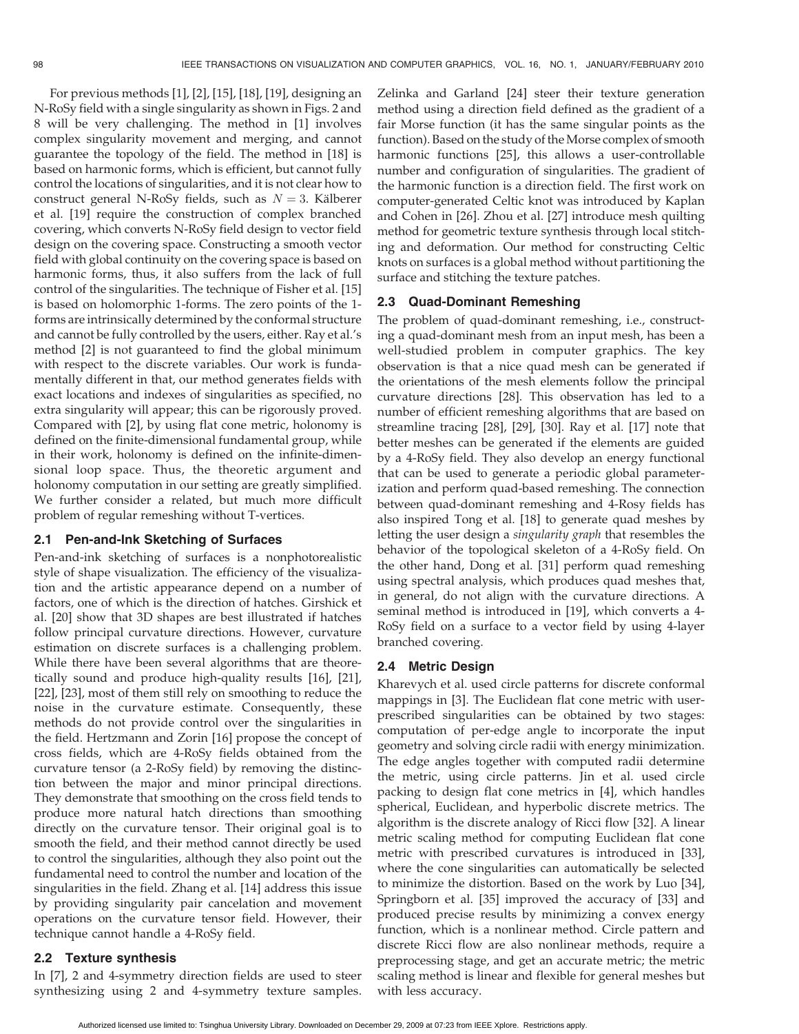For previous methods [1], [2], [15], [18], [19], designing an N-RoSy field with a single singularity as shown in Figs. 2 and 8 will be very challenging. The method in [1] involves complex singularity movement and merging, and cannot guarantee the topology of the field. The method in [18] is based on harmonic forms, which is efficient, but cannot fully control the locations of singularities, and it is not clear how to construct general N-RoSy fields, such as $N = 3$. Kälberer et al. [19] require the construction of complex branched covering, which converts N-RoSy field design to vector field design on the covering space. Constructing a smooth vector field with global continuity on the covering space is based on harmonic forms, thus, it also suffers from the lack of full control of the singularities. The technique of Fisher et al. [15] is based on holomorphic 1-forms. The zero points of the 1-forms are intrinsically determined by the conformal structure and cannot be fully controlled by the users, either. Ray et al.'s method [2] is not guaranteed to find the global minimum with respect to the discrete variables. Our work is fundamentally different in that, our method generates fields with exact locations and indexes of singularities as specified, no extra singularity will appear; this can be rigorously proved. Compared with [2], by using flat cone metric, holonomy is defined on the finite-dimensional fundamental group, while in their work, holonomy is defined on the infinite-dimensional loop space. Thus, the theoretic argument and holonomy computation in our setting are greatly simplified. We further consider a related, but much more difficult problem of regular remeshing without T-vertices.

## 2.1 Pen-and-Ink Sketching of Surfaces

Pen-and-ink sketching of surfaces is a nonphotorealistic style of shape visualization. The efficiency of the visualization and the artistic appearance depend on a number of factors, one of which is the direction of hatches. Girshick et al. [20] show that 3D shapes are best illustrated if hatches follow principal curvature directions. However, curvature estimation on discrete surfaces is a challenging problem. While there have been several algorithms that are theoretically sound and produce high-quality results [16], [21], [22], [23], most of them still rely on smoothing to reduce the noise in the curvature estimate. Consequently, these methods do not provide control over the singularities in the field. Hertzmann and Zorin [16] propose the concept of cross fields, which are 4-RoSy fields obtained from the curvature tensor (a 2-RoSy field) by removing the distinction between the major and minor principal directions. They demonstrate that smoothing on the cross field tends to produce more natural hatch directions than smoothing directly on the curvature tensor. Their original goal is to smooth the field, and their method cannot directly be used to control the singularities, although they also point out the fundamental need to control the number and location of the singularities in the field. Zhang et al. [14] address this issue by providing singularity pair cancelation and movement operations on the curvature tensor field. However, their technique cannot handle a 4-RoSy field.

## 2.2 Texture synthesis

In [7], 2 and 4-symmetry direction fields are used to steer synthesizing using 2 and 4-symmetry texture samples. Zelinka and Garland [24] steer their texture generation method using a direction field defined as the gradient of a fair Morse function (it has the same singular points as the function). Based on the study of the Morse complex of smooth harmonic functions [25], this allows a user-controllable number and configuration of singularities. The gradient of the harmonic function is a direction field. The first work on computer-generated Celtic knot was introduced by Kaplan and Cohen in [26]. Zhou et al. [27] introduce mesh quilting method for geometric texture synthesis through local stitching and deformation. Our method for constructing Celtic knots on surfaces is a global method without partitioning the surface and stitching the texture patches.

## 2.3 Quad-Dominant Remeshing

The problem of quad-dominant remeshing, i.e., constructing a quad-dominant mesh from an input mesh, has been a well-studied problem in computer graphics. The key observation is that a nice quad mesh can be generated if the orientations of the mesh elements follow the principal curvature directions [28]. This observation has led to a number of efficient remeshing algorithms that are based on streamline tracing [28], [29], [30]. Ray et al. [17] note that better meshes can be generated if the elements are guided by a 4-RoSy field. They also develop an energy functional that can be used to generate a periodic global parameterization and perform quad-based remeshing. The connection between quad-dominant remeshing and 4-Rosy fields has also inspired Tong et al. [18] to generate quad meshes by letting the user design a *singularity graph* that resembles the behavior of the topological skeleton of a 4-RoSy field. On the other hand, Dong et al. [31] perform quad remeshing using spectral analysis, which produces quad meshes that, in general, do not align with the curvature directions. A seminal method is introduced in [19], which converts a 4-RoSy field on a surface to a vector field by using 4-layer branched covering.

## 2.4 Metric Design

Kharevych et al. used circle patterns for discrete conformal mappings in [3]. The Euclidean flat cone metric with user-prescribed singularities can be obtained by two stages: computation of per-edge angle to incorporate the input geometry and solving circle radii with energy minimization. The edge angles together with computed radii determine the metric, using circle patterns. Jin et al. used circle packing to design flat cone metrics in [4], which handles spherical, Euclidean, and hyperbolic discrete metrics. The algorithm is the discrete analogy of Ricci flow [32]. A linear metric scaling method for computing Euclidean flat cone metric with prescribed curvatures is introduced in [33], where the cone singularities can automatically be selected to minimize the distortion. Based on the work by Luo [34], Springborn et al. [35] improved the accuracy of [33] and produced precise results by minimizing a convex energy function, which is a nonlinear method. Circle pattern and discrete Ricci flow are also nonlinear methods, require a preprocessing stage, and get an accurate metric; the metric scaling method is linear and flexible for general meshes but with less accuracy.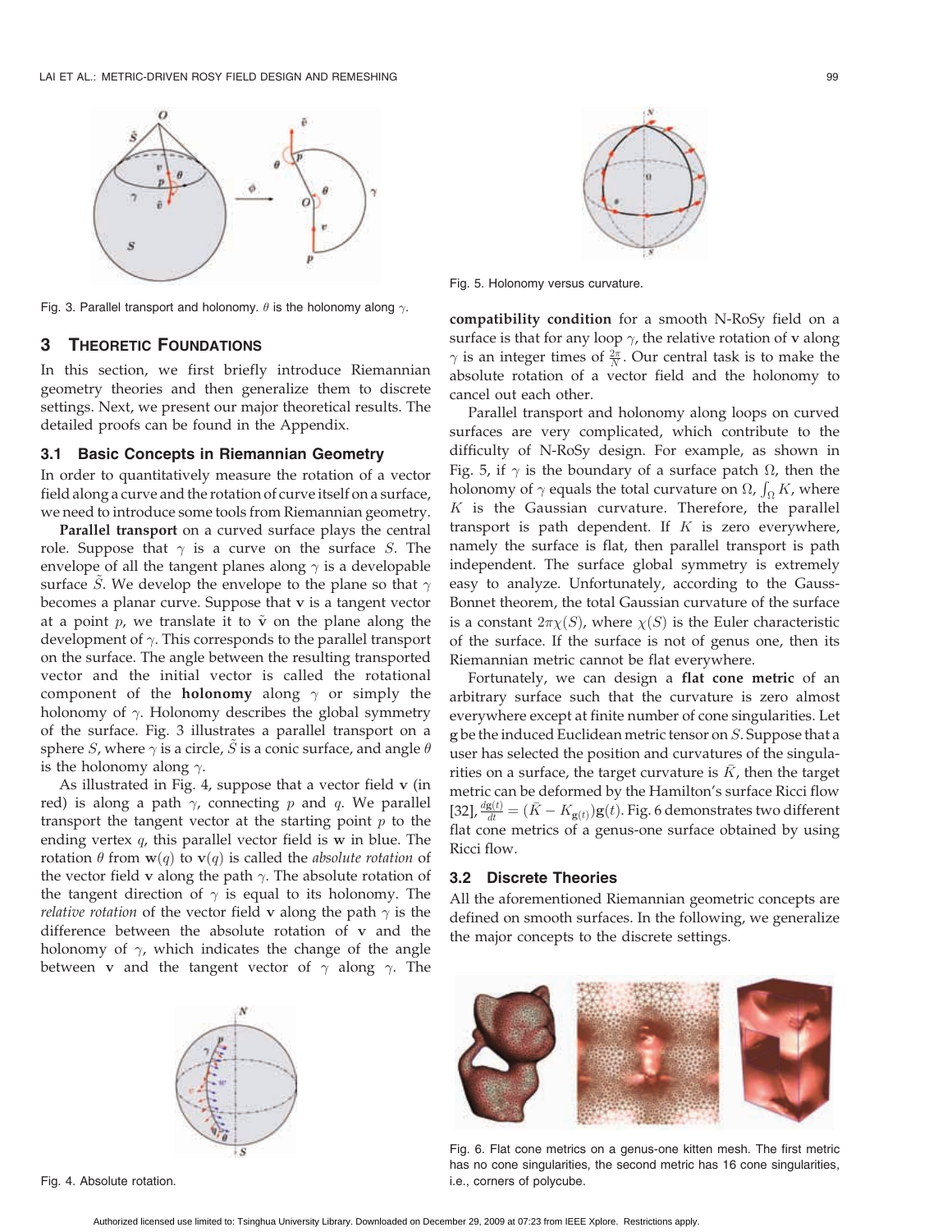Fig. 3. Parallel transport and holonomy. $\theta$ is the holonomy along $\gamma$.

Fig. 5. Holonomy versus curvature.

## 3 Theoretic Foundations

In this section, we first briefly introduce Riemannian geometry theories and then generalize them to discrete settings. Next, we present our major theoretical results. The detailed proofs can be found in the Appendix.

### 3.1 Basic Concepts in Riemannian Geometry

In order to quantitatively measure the rotation of a vector field along a curve and the rotation of curve itself on a surface, we need to introduce some tools from Riemannian geometry.

**Parallel transport** on a curved surface plays the central role. Suppose that $\gamma$ is a curve on the surface $S$. The envelope of all the tangent planes along $\gamma$ is a developable surface $\tilde{S}$. We develop the envelope to the plane so that $\gamma$ becomes a planar curve. Suppose that $\mathbf{v}$ is a tangent vector at a point $p$, we translate it to $\tilde{\mathbf{v}}$ on the plane along the development of $\gamma$. This corresponds to the parallel transport on the surface. The angle between the resulting transported vector and the initial vector is called the rotational component of the **holonomy** along $\gamma$ or simply the holonomy of $\gamma$. Holonomy describes the global symmetry of the surface. Fig. 3 illustrates a parallel transport on a sphere $S$, where $\gamma$ is a circle, $\tilde{S}$ is a conic surface, and angle $\theta$ is the holonomy along $\gamma$.

As illustrated in Fig. 4, suppose that a vector field $\mathbf{v}$ (in red) is along a path $\gamma$, connecting $p$ and $q$. We parallel transport the tangent vector at the starting point $p$ to the ending vertex $q$, this parallel vector field is $\mathbf{w}$ in blue. The rotation $\theta$ from $\mathbf{w}(q)$ to $\mathbf{v}(q)$ is called the *absolute rotation* of the vector field $\mathbf{v}$ along the path $\gamma$. The absolute rotation of the tangent direction of $\gamma$ is equal to its holonomy. The *relative rotation* of the vector field $\mathbf{v}$ along the path $\gamma$ is the difference between the absolute rotation of $\mathbf{v}$ and the holonomy of $\gamma$, which indicates the change of the angle between $\mathbf{v}$ and the tangent vector of $\gamma$ along $\gamma$. The **compatibility condition** for a smooth N-RoSy field on a surface is that for any loop $\gamma$, the relative rotation of $\mathbf{v}$ along $\gamma$ is an integer times of $\frac{2\pi}{N}$. Our central task is to make the absolute rotation of a vector field and the holonomy to cancel out each other.

Fig. 4. Absolute rotation.

Parallel transport and holonomy along loops on curved surfaces are very complicated, which contribute to the difficulty of N-RoSy design. For example, as shown in Fig. 5, if $\gamma$ is the boundary of a surface patch $\Omega$, then the holonomy of $\gamma$ equals the total curvature on $\Omega$, $\int_\Omega K$, where $K$ is the Gaussian curvature. Therefore, the parallel transport is path dependent. If $K$ is zero everywhere, namely the surface is flat, then parallel transport is path independent. The surface global symmetry is extremely easy to analyze. Unfortunately, according to the Gauss-Bonnet theorem, the total Gaussian curvature of the surface is a constant $2\pi\chi(S)$, where $\chi(S)$ is the Euler characteristic of the surface. If the surface is not of genus one, then its Riemannian metric cannot be flat everywhere.

Fortunately, we can design a **flat cone metric** of an arbitrary surface such that the curvature is zero almost everywhere except at finite number of cone singularities. Let $\mathbf{g}$ be the induced Euclidean metric tensor on $S$. Suppose that a user has selected the position and curvatures of the singularities on a surface, the target curvature is $\bar{K}$, then the target metric can be deformed by the Hamilton's surface Ricci flow [32], $\frac{d\mathbf{g}(t)}{dt} = (\bar{K} - K_{\mathbf{g}(t)})\mathbf{g}(t)$. Fig. 6 demonstrates two different flat cone metrics of a genus-one surface obtained by using Ricci flow.

### 3.2 Discrete Theories

All the aforementioned Riemannian geometric concepts are defined on smooth surfaces. In the following, we generalize the major concepts to the discrete settings.

Fig. 6. Flat cone metrics on a genus-one kitten mesh. The first metric has no cone singularities, the second metric has 16 cone singularities, i.e., corners of polycube.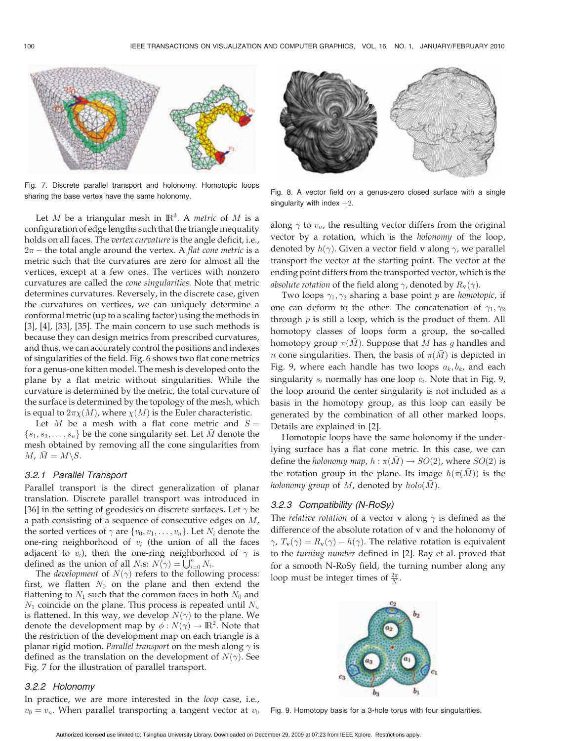Fig. 7. Discrete parallel transport and holonomy. Homotopic loops sharing the base vertex have the same holonomy.

Fig. 8. A vector field on a genus-zero closed surface with a single singularity with index +2.

Let $M$ be a triangular mesh in $\mathbb{R}^3$. A *metric* of $M$ is a configuration of edge lengths such that the triangle inequality holds on all faces. The *vertex curvature* is the angle deficit, i.e., $2\pi -$ the total angle around the vertex. A *flat cone metric* is a metric such that the curvatures are zero for almost all the vertices, except at a few ones. The vertices with nonzero curvatures are called the *cone singularities*. Note that metric determines curvatures. Reversely, in the discrete case, given the curvatures on vertices, we can uniquely determine a conformal metric (up to a scaling factor) using the methods in [3], [4], [33], [35]. The main concern to use such methods is because they can design metrics from prescribed curvatures, and thus, we can accurately control the positions and indexes of singularities of the field. Fig. 6 shows two flat cone metrics for a genus-one kitten model. The mesh is developed onto the plane by a flat metric without singularities. While the curvature is determined by the metric, the total curvature of the surface is determined by the topology of the mesh, which is equal to $2\pi\chi(M)$, where $\chi(M)$ is the Euler characteristic.

Let $M$ be a mesh with a flat cone metric and $S = \{s_1, s_2, \ldots, s_n\}$ be the cone singularity set. Let $\bar{M}$ denote the mesh obtained by removing all the cone singularities from $M$, $\bar{M} = M \backslash S$.

### 3.2.1 Parallel Transport

Parallel transport is the direct generalization of planar translation. Discrete parallel transport was introduced in [36] in the setting of geodesics on discrete surfaces. Let $\gamma$ be a path consisting of a sequence of consecutive edges on $\bar{M}$, the sorted vertices of $\gamma$ are $\{v_0, v_1, \ldots, v_n\}$. Let $N_i$ denote the one-ring neighborhood of $v_i$ (the union of all the faces adjacent to $v_i$), then the one-ring neighborhood of $\gamma$ is defined as the union of all $N_i$s: $N(\gamma) = \bigcup_{i=0}^{n} N_i$.

The *development* of $N(\gamma)$ refers to the following process: first, we flatten $N_0$ on the plane and then extend the flattening to $N_1$ such that the common faces in both $N_0$ and $N_1$ coincide on the plane. This process is repeated until $N_n$ is flattened. In this way, we develop $N(\gamma)$ to the plane. We denote the development map by $\phi : N(\gamma) \rightarrow \mathbb{R}^2$. Note that the restriction of the development map on each triangle is a planar rigid motion. *Parallel transport* on the mesh along $\gamma$ is defined as the translation on the development of $N(\gamma)$. See Fig. 7 for the illustration of parallel transport.

### 3.2.2 Holonomy

In practice, we are more interested in the *loop* case, i.e., $v_0 = v_n$. When parallel transporting a tangent vector at $v_0$ along $\gamma$ to $v_n$, the resulting vector differs from the original vector by a rotation, which is the *holonomy* of the loop, denoted by $h(\gamma)$. Given a vector field $\mathbf{v}$ along $\gamma$, we parallel transport the vector at the starting point. The vector at the ending point differs from the transported vector, which is the *absolute rotation* of the field along $\gamma$, denoted by $R_{\mathbf{v}}(\gamma)$.

Two loops $\gamma_1, \gamma_2$ sharing a base point $p$ are *homotopic*, if one can deform to the other. The concatenation of $\gamma_1, \gamma_2$ through $p$ is still a loop, which is the product of them. All homotopy classes of loops form a group, the so-called homotopy group $\pi(\bar{M})$. Suppose that $M$ has $g$ handles and $n$ cone singularities. Then, the basis of $\pi(\bar{M})$ is depicted in Fig. 9, where each handle has two loops $a_k, b_k$, and each singularity $s_i$ normally has one loop $c_i$. Note that in Fig. 9, the loop around the center singularity is not included as a basis in the homotopy group, as this loop can easily be generated by the combination of all other marked loops. Details are explained in [2].

Homotopic loops have the same holonomy if the underlying surface has a flat cone metric. In this case, we can define the *holonomy map*, $h : \pi(\bar{M}) \rightarrow SO(2)$, where $SO(2)$ is the rotation group in the plane. Its image $h(\pi(\bar{M}))$ is the *holonomy group* of $M$, denoted by $holo(\bar{M})$.

### 3.2.3 Compatibility (N-RoSy)

The *relative rotation* of a vector $\mathbf{v}$ along $\gamma$ is defined as the difference of the absolute rotation of $\mathbf{v}$ and the holonomy of $\gamma$, $T_{\mathbf{v}}(\gamma) = R_{\mathbf{v}}(\gamma) - h(\gamma)$. The relative rotation is equivalent to the *turning number* defined in [2]. Ray et al. proved that for a smooth N-RoSy field, the turning number along any loop must be integer times of $\frac{2\pi}{N}$.

Fig. 9. Homotopy basis for a 3-hole torus with four singularities.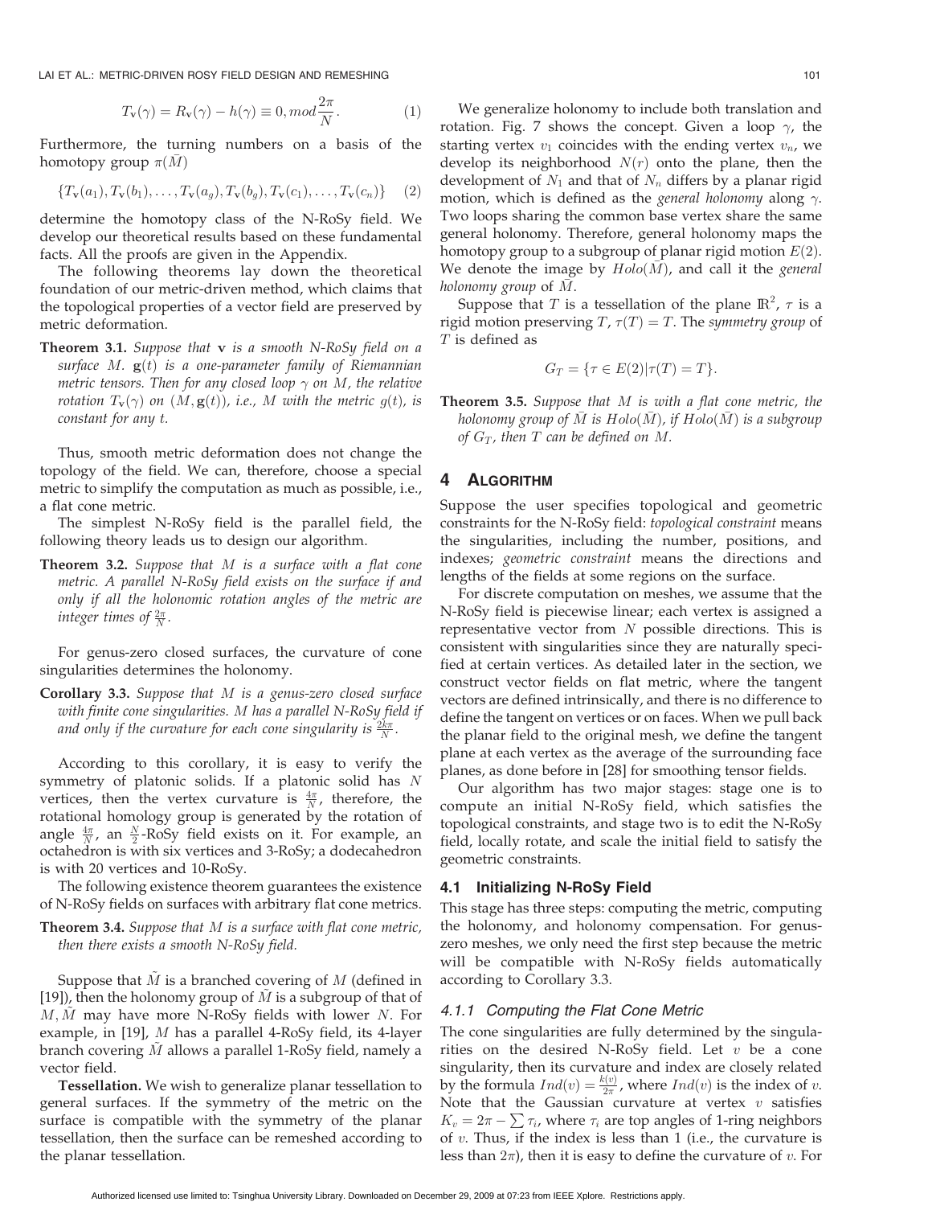$$T_{\mathbf{v}}(\gamma) = R_{\mathbf{v}}(\gamma) - h(\gamma) \equiv 0, mod \frac{2\pi}{N}. \tag{1}$$

Furthermore, the turning numbers on a basis of the homotopy group $\pi(\bar{M})$

$$\{T_{\mathbf{v}}(a_1), T_{\mathbf{v}}(b_1), \ldots, T_{\mathbf{v}}(a_g), T_{\mathbf{v}}(b_g), T_{\mathbf{v}}(c_1), \ldots, T_{\mathbf{v}}(c_n)\} \tag{2}$$

determine the homotopy class of the N-RoSy field. We develop our theoretical results based on these fundamental facts. All the proofs are given in the Appendix.

The following theorems lay down the theoretical foundation of our metric-driven method, which claims that the topological properties of a vector field are preserved by metric deformation.

**Theorem 3.1.** *Suppose that* $\mathbf{v}$ *is a smooth N-RoSy field on a surface* $M$. $\mathbf{g}(t)$ *is a one-parameter family of Riemannian metric tensors. Then for any closed loop* $\gamma$ *on* $M$*, the relative rotation* $T_{\mathbf{v}}(\gamma)$ *on* $(M, \mathbf{g}(t))$*, i.e.,* $M$ *with the metric* $g(t)$*, is constant for any* $t$*.*

Thus, smooth metric deformation does not change the topology of the field. We can, therefore, choose a special metric to simplify the computation as much as possible, i.e., a flat cone metric.

The simplest N-RoSy field is the parallel field, the following theory leads us to design our algorithm.

**Theorem 3.2.** *Suppose that* $M$ *is a surface with a flat cone metric. A parallel N-RoSy field exists on the surface if and only if all the holonomic rotation angles of the metric are integer times of* $\frac{2\pi}{N}$*.*

For genus-zero closed surfaces, the curvature of cone singularities determines the holonomy.

**Corollary 3.3.** *Suppose that* $M$ *is a genus-zero closed surface with finite cone singularities.* $M$ *has a parallel N-RoSy field if and only if the curvature for each cone singularity is* $\frac{2k\pi}{N}$*.*

According to this corollary, it is easy to verify the symmetry of platonic solids. If a platonic solid has $N$ vertices, then the vertex curvature is $\frac{4\pi}{N}$, therefore, the rotational homology group is generated by the rotation of angle $\frac{4\pi}{N}$, an $\frac{N}{2}$-RoSy field exists on it. For example, an octahedron is with six vertices and 3-RoSy; a dodecahedron is with 20 vertices and 10-RoSy.

The following existence theorem guarantees the existence of N-RoSy fields on surfaces with arbitrary flat cone metrics.

**Theorem 3.4.** *Suppose that* $M$ *is a surface with flat cone metric, then there exists a smooth N-RoSy field.*

Suppose that $\tilde{M}$ is a branched covering of $M$ (defined in [19]), then the holonomy group of $\tilde{M}$ is a subgroup of that of $M, \tilde{M}$ may have more N-RoSy fields with lower $N$. For example, in [19], $M$ has a parallel 4-RoSy field, its 4-layer branch covering $\tilde{M}$ allows a parallel 1-RoSy field, namely a vector field.

**Tessellation.** We wish to generalize planar tessellation to general surfaces. If the symmetry of the metric on the surface is compatible with the symmetry of the planar tessellation, then the surface can be remeshed according to the planar tessellation.

We generalize holonomy to include both translation and rotation. Fig. 7 shows the concept. Given a loop $\gamma$, the starting vertex $v_1$ coincides with the ending vertex $v_n$, we develop its neighborhood $N(r)$ onto the plane, then the development of $N_1$ and that of $N_n$ differs by a planar rigid motion, which is defined as the *general holonomy* along $\gamma$. Two loops sharing the common base vertex share the same general holonomy. Therefore, general holonomy maps the homotopy group to a subgroup of planar rigid motion $E(2)$. We denote the image by $Holo(\bar{M})$, and call it the *general holonomy group* of $\bar{M}$.

Suppose that $T$ is a tessellation of the plane $\mathbb{R}^2$, $\tau$ is a rigid motion preserving $T$, $\tau(T) = T$. The *symmetry group* of $T$ is defined as

$$G_T = \{\tau \in E(2) | \tau(T) = T\}.$$

**Theorem 3.5.** *Suppose that* $M$ *is with a flat cone metric, the holonomy group of* $\bar{M}$ *is* $Holo(\bar{M})$*, if* $Holo(\bar{M})$ *is a subgroup of* $G_T$*, then* $T$ *can be defined on* $M$*.*

## 4 Algorithm

Suppose the user specifies topological and geometric constraints for the N-RoSy field: *topological constraint* means the singularities, including the number, positions, and indexes; *geometric constraint* means the directions and lengths of the fields at some regions on the surface.

For discrete computation on meshes, we assume that the N-RoSy field is piecewise linear; each vertex is assigned a representative vector from $N$ possible directions. This is consistent with singularities since they are naturally specified at certain vertices. As detailed later in the section, we construct vector fields on flat metric, where the tangent vectors are defined intrinsically, and there is no difference to define the tangent on vertices or on faces. When we pull back the planar field to the original mesh, we define the tangent plane at each vertex as the average of the surrounding face planes, as done before in [28] for smoothing tensor fields.

Our algorithm has two major stages: stage one is to compute an initial N-RoSy field, which satisfies the topological constraints, and stage two is to edit the N-RoSy field, locally rotate, and scale the initial field to satisfy the geometric constraints.

### 4.1 Initializing N-RoSy Field

This stage has three steps: computing the metric, computing the holonomy, and holonomy compensation. For genus-zero meshes, we only need the first step because the metric will be compatible with N-RoSy fields automatically according to Corollary 3.3.

#### 4.1.1 Computing the Flat Cone Metric

The cone singularities are fully determined by the singularities on the desired N-RoSy field. Let $v$ be a cone singularity, then its curvature and index are closely related by the formula $Ind(v) = \frac{k(v)}{2\pi}$, where $Ind(v)$ is the index of $v$. Note that the Gaussian curvature at vertex $v$ satisfies $K_v = 2\pi - \sum \tau_i$, where $\tau_i$ are top angles of 1-ring neighbors of $v$. Thus, if the index is less than 1 (i.e., the curvature is less than $2\pi$), then it is easy to define the curvature of $v$. For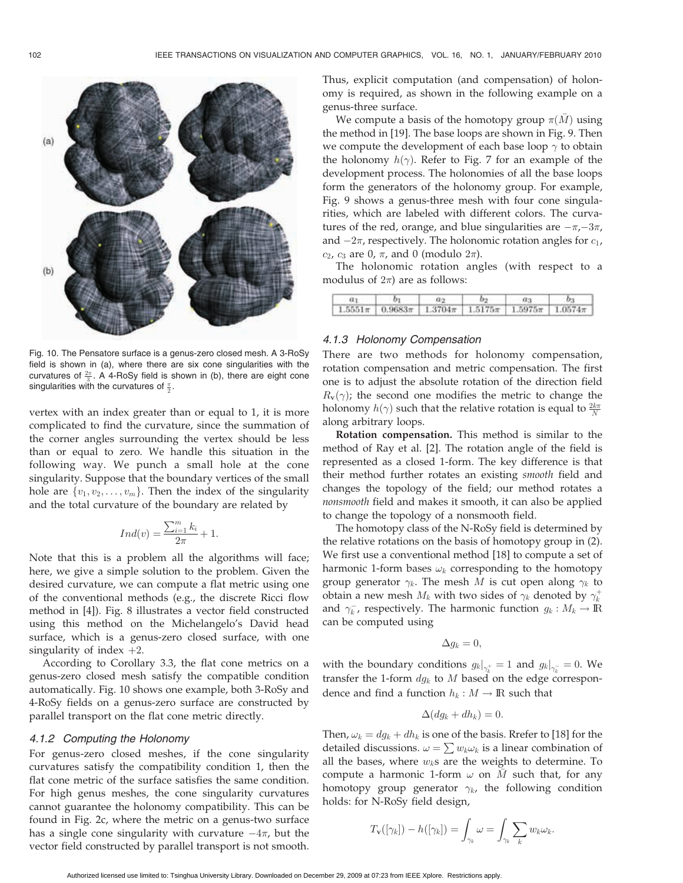Fig. 10. The Pensatore surface is a genus-zero closed mesh. A 3-RoSy field is shown in (a), where there are six cone singularities with the curvatures of $\frac{2\pi}{3}$. A 4-RoSy field is shown in (b), there are eight cone singularities with the curvatures of $\frac{\pi}{2}$.

vertex with an index greater than or equal to 1, it is more complicated to find the curvature, since the summation of the corner angles surrounding the vertex should be less than or equal to zero. We handle this situation in the following way. We punch a small hole at the cone singularity. Suppose that the boundary vertices of the small hole are $\{v_1, v_2, \ldots, v_m\}$. Then the index of the singularity and the total curvature of the boundary are related by

$$Ind(v) = \frac{\sum_{i=1}^{m} k_i}{2\pi} + 1.$$

Note that this is a problem all the algorithms will face; here, we give a simple solution to the problem. Given the desired curvature, we can compute a flat metric using one of the conventional methods (e.g., the discrete Ricci flow method in [4]). Fig. 8 illustrates a vector field constructed using this method on the Michelangelo's David head surface, which is a genus-zero closed surface, with one singularity of index $+2$.

According to Corollary 3.3, the flat cone metrics on a genus-zero closed mesh satisfy the compatible condition automatically. Fig. 10 shows one example, both 3-RoSy and 4-RoSy fields on a genus-zero surface are constructed by parallel transport on the flat cone metric directly.

#### 4.1.2 Computing the Holonomy

For genus-zero closed meshes, if the cone singularity curvatures satisfy the compatibility condition 1, then the flat cone metric of the surface satisfies the same condition. For high genus meshes, the cone singularity curvatures cannot guarantee the holonomy compatibility. This can be found in Fig. 2c, where the metric on a genus-two surface has a single cone singularity with curvature $-4\pi$, but the vector field constructed by parallel transport is not smooth. Thus, explicit computation (and compensation) of holonomy is required, as shown in the following example on a genus-three surface.

We compute a basis of the homotopy group $\pi(\bar{M})$ using the method in [19]. The base loops are shown in Fig. 9. Then we compute the development of each base loop $\gamma$ to obtain the holonomy $h(\gamma)$. Refer to Fig. 7 for an example of the development process. The holonomies of all the base loops form the generators of the holonomy group. For example, Fig. 9 shows a genus-three mesh with four cone singularities, which are labeled with different colors. The curvatures of the red, orange, and blue singularities are $-\pi$, $-3\pi$, and $-2\pi$, respectively. The holonomic rotation angles for $c_1$, $c_2$, $c_3$ are 0, $\pi$, and 0 (modulo $2\pi$).

The holonomic rotation angles (with respect to a modulus of $2\pi$) are as follows:

| $a_1$ | $b_1$ | $a_2$ | $b_2$ | $a_3$ | $b_3$ |
|---|---|---|---|---|---|
| $1.5551\pi$ | $0.9683\pi$ | $1.3704\pi$ | $1.5175\pi$ | $1.5975\pi$ | $1.0574\pi$ |

#### 4.1.3 Holonomy Compensation

There are two methods for holonomy compensation, rotation compensation and metric compensation. The first one is to adjust the absolute rotation of the direction field $R_{\mathbf{v}}(\gamma)$; the second one modifies the metric to change the holonomy $h(\gamma)$ such that the relative rotation is equal to $\frac{2k\pi}{N}$ along arbitrary loops.

**Rotation compensation.** This method is similar to the method of Ray et al. [2]. The rotation angle of the field is represented as a closed 1-form. The key difference is that their method further rotates an existing *smooth* field and changes the topology of the field; our method rotates a *nonsmooth* field and makes it smooth, it can also be applied to change the topology of a nonsmooth field.

The homotopy class of the N-RoSy field is determined by the relative rotations on the basis of homotopy group in (2). We first use a conventional method [18] to compute a set of harmonic 1-form bases $\omega_k$ corresponding to the homotopy group generator $\gamma_k$. The mesh $M$ is cut open along $\gamma_k$ to obtain a new mesh $M_k$ with two sides of $\gamma_k$ denoted by $\gamma_k^+$ and $\gamma_k^-$, respectively. The harmonic function $g_k : M_k \to \mathbb{R}$ can be computed using

$$\Delta g_k = 0,$$

with the boundary conditions $g_k|_{\gamma_k^+} = 1$ and $g_k|_{\gamma_k^-} = 0$. We transfer the 1-form $dg_k$ to $M$ based on the edge correspondence and find a function $h_k : M \to \mathbb{R}$ such that

$$\Delta(dg_k + dh_k) = 0.$$

Then, $\omega_k = dg_k + dh_k$ is one of the basis. Rrefer to [18] for the detailed discussions. $\omega = \sum w_k \omega_k$ is a linear combination of all the bases, where $w_k$s are the weights to determine. To compute a harmonic 1-form $\omega$ on $\bar{M}$ such that, for any homotopy group generator $\gamma_k$, the following condition holds: for N-RoSy field design,

$$T_{\mathbf{v}}([\gamma_k]) - h([\gamma_k]) = \int_{\gamma_k} \omega = \int_{\gamma_k} \sum_k w_k \omega_k.$$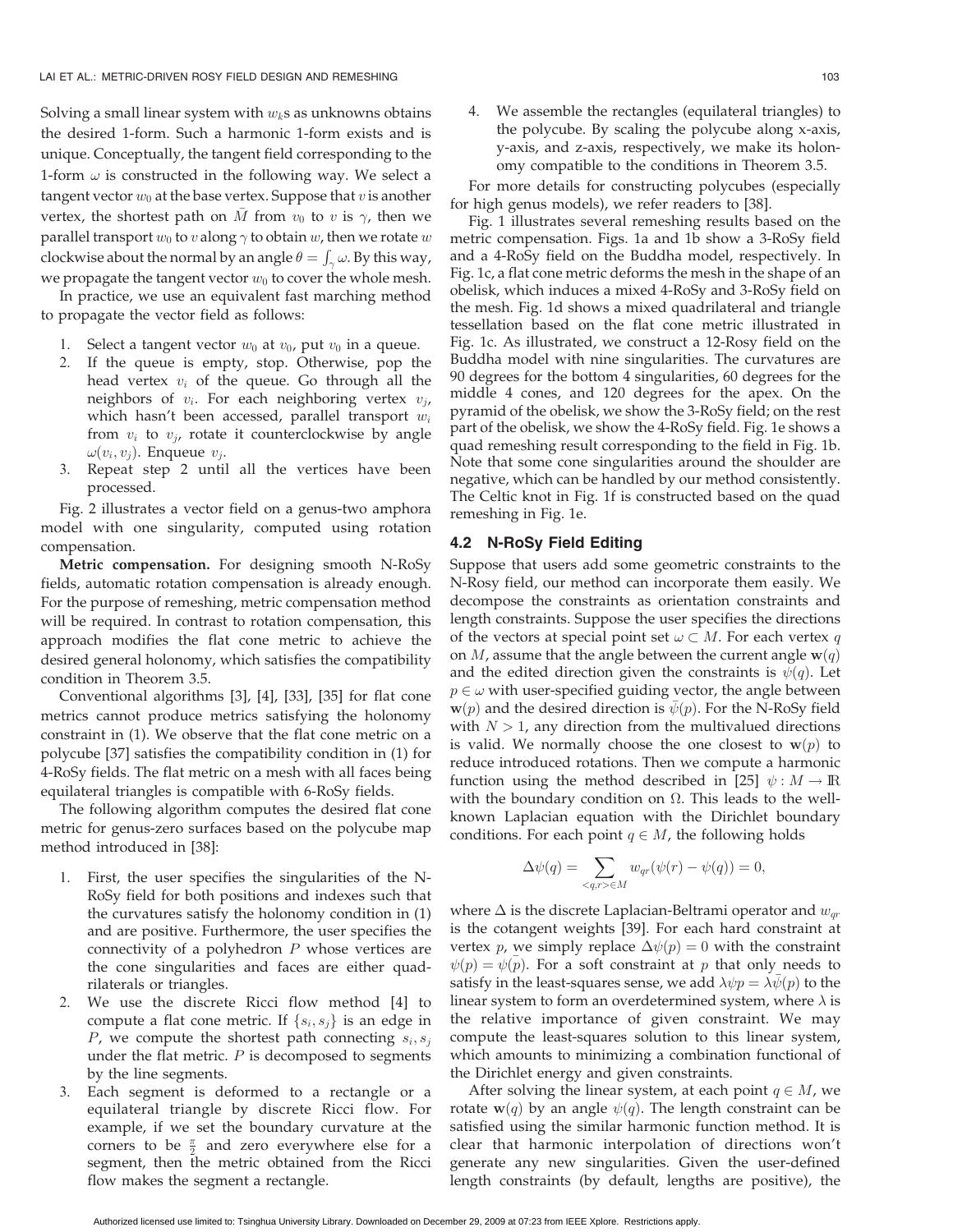Solving a small linear system with $w_k$s as unknowns obtains the desired 1-form. Such a harmonic 1-form exists and is unique. Conceptually, the tangent field corresponding to the 1-form $\omega$ is constructed in the following way. We select a tangent vector $w_0$ at the base vertex. Suppose that $v$ is another vertex, the shortest path on $\bar{M}$ from $v_0$ to $v$ is $\gamma$, then we parallel transport $w_0$ to $v$ along $\gamma$ to obtain $w$, then we rotate $w$ clockwise about the normal by an angle $\theta = \int_\gamma \omega$. By this way, we propagate the tangent vector $w_0$ to cover the whole mesh.

In practice, we use an equivalent fast marching method to propagate the vector field as follows:

1. Select a tangent vector $w_0$ at $v_0$, put $v_0$ in a queue.
2. If the queue is empty, stop. Otherwise, pop the head vertex $v_i$ of the queue. Go through all the neighbors of $v_i$. For each neighboring vertex $v_j$, which hasn't been accessed, parallel transport $w_i$ from $v_i$ to $v_j$, rotate it counterclockwise by angle $\omega(v_i, v_j)$. Enqueue $v_j$.
3. Repeat step 2 until all the vertices have been processed.

Fig. 2 illustrates a vector field on a genus-two amphora model with one singularity, computed using rotation compensation.

**Metric compensation.** For designing smooth N-RoSy fields, automatic rotation compensation is already enough. For the purpose of remeshing, metric compensation method will be required. In contrast to rotation compensation, this approach modifies the flat cone metric to achieve the desired general holonomy, which satisfies the compatibility condition in Theorem 3.5.

Conventional algorithms [3], [4], [33], [35] for flat cone metrics cannot produce metrics satisfying the holonomy constraint in (1). We observe that the flat cone metric on a polycube [37] satisfies the compatibility condition in (1) for 4-RoSy fields. The flat metric on a mesh with all faces being equilateral triangles is compatible with 6-RoSy fields.

The following algorithm computes the desired flat cone metric for genus-zero surfaces based on the polycube map method introduced in [38]:

1. First, the user specifies the singularities of the N-RoSy field for both positions and indexes such that the curvatures satisfy the holonomy condition in (1) and are positive. Furthermore, the user specifies the connectivity of a polyhedron $P$ whose vertices are the cone singularities and faces are either quadrilaterals or triangles.
2. We use the discrete Ricci flow method [4] to compute a flat cone metric. If $\{s_i, s_j\}$ is an edge in $P$, we compute the shortest path connecting $s_i, s_j$ under the flat metric. $P$ is decomposed to segments by the line segments.
3. Each segment is deformed to a rectangle or a equilateral triangle by discrete Ricci flow. For example, if we set the boundary curvature at the corners to be $\frac{\pi}{2}$ and zero everywhere else for a segment, then the metric obtained from the Ricci flow makes the segment a rectangle.
4. We assemble the rectangles (equilateral triangles) to the polycube. By scaling the polycube along x-axis, y-axis, and z-axis, respectively, we make its holonomy compatible to the conditions in Theorem 3.5.

For more details for constructing polycubes (especially for high genus models), we refer readers to [38].

Fig. 1 illustrates several remeshing results based on the metric compensation. Figs. 1a and 1b show a 3-RoSy field and a 4-RoSy field on the Buddha model, respectively. In Fig. 1c, a flat cone metric deforms the mesh in the shape of an obelisk, which induces a mixed 4-RoSy and 3-RoSy field on the mesh. Fig. 1d shows a mixed quadrilateral and triangle tessellation based on the flat cone metric illustrated in Fig. 1c. As illustrated, we construct a 12-Rosy field on the Buddha model with nine singularities. The curvatures are 90 degrees for the bottom 4 singularities, 60 degrees for the middle 4 cones, and 120 degrees for the apex. On the pyramid of the obelisk, we show the 3-RoSy field; on the rest part of the obelisk, we show the 4-RoSy field. Fig. 1e shows a quad remeshing result corresponding to the field in Fig. 1b. Note that some cone singularities around the shoulder are negative, which can be handled by our method consistently. The Celtic knot in Fig. 1f is constructed based on the quad remeshing in Fig. 1e.

### 4.2 N-RoSy Field Editing

Suppose that users add some geometric constraints to the N-Rosy field, our method can incorporate them easily. We decompose the constraints as orientation constraints and length constraints. Suppose the user specifies the directions of the vectors at special point set $\omega \subset M$. For each vertex $q$ on $M$, assume that the angle between the current angle $\mathbf{w}(q)$ and the edited direction given the constraints is $\psi(q)$. Let $p \in \omega$ with user-specified guiding vector, the angle between $\mathbf{w}(p)$ and the desired direction is $\bar{\psi}(p)$. For the N-RoSy field with $N > 1$, any direction from the multivalued directions is valid. We normally choose the one closest to $\mathbf{w}(p)$ to reduce introduced rotations. Then we compute a harmonic function using the method described in [25] $\psi : M \rightarrow \mathbb{R}$ with the boundary condition on $\Omega$. This leads to the well-known Laplacian equation with the Dirichlet boundary conditions. For each point $q \in M$, the following holds

$$\Delta\psi(q) = \sum_{<q,r>\in M} w_{qr}(\psi(r) - \psi(q)) = 0,$$

where $\Delta$ is the discrete Laplacian-Beltrami operator and $w_{qr}$ is the cotangent weights [39]. For each hard constraint at vertex $p$, we simply replace $\Delta\psi(p) = 0$ with the constraint $\psi(p) = \bar{\psi}(p)$. For a soft constraint at $p$ that only needs to satisfy in the least-squares sense, we add $\lambda\psi p = \lambda\bar{\psi}(p)$ to the linear system to form an overdetermined system, where $\lambda$ is the relative importance of given constraint. We may compute the least-squares solution to this linear system, which amounts to minimizing a combination functional of the Dirichlet energy and given constraints.

After solving the linear system, at each point $q \in M$, we rotate $\mathbf{w}(q)$ by an angle $\psi(q)$. The length constraint can be satisfied using the similar harmonic function method. It is clear that harmonic interpolation of directions won't generate any new singularities. Given the user-defined length constraints (by default, lengths are positive), the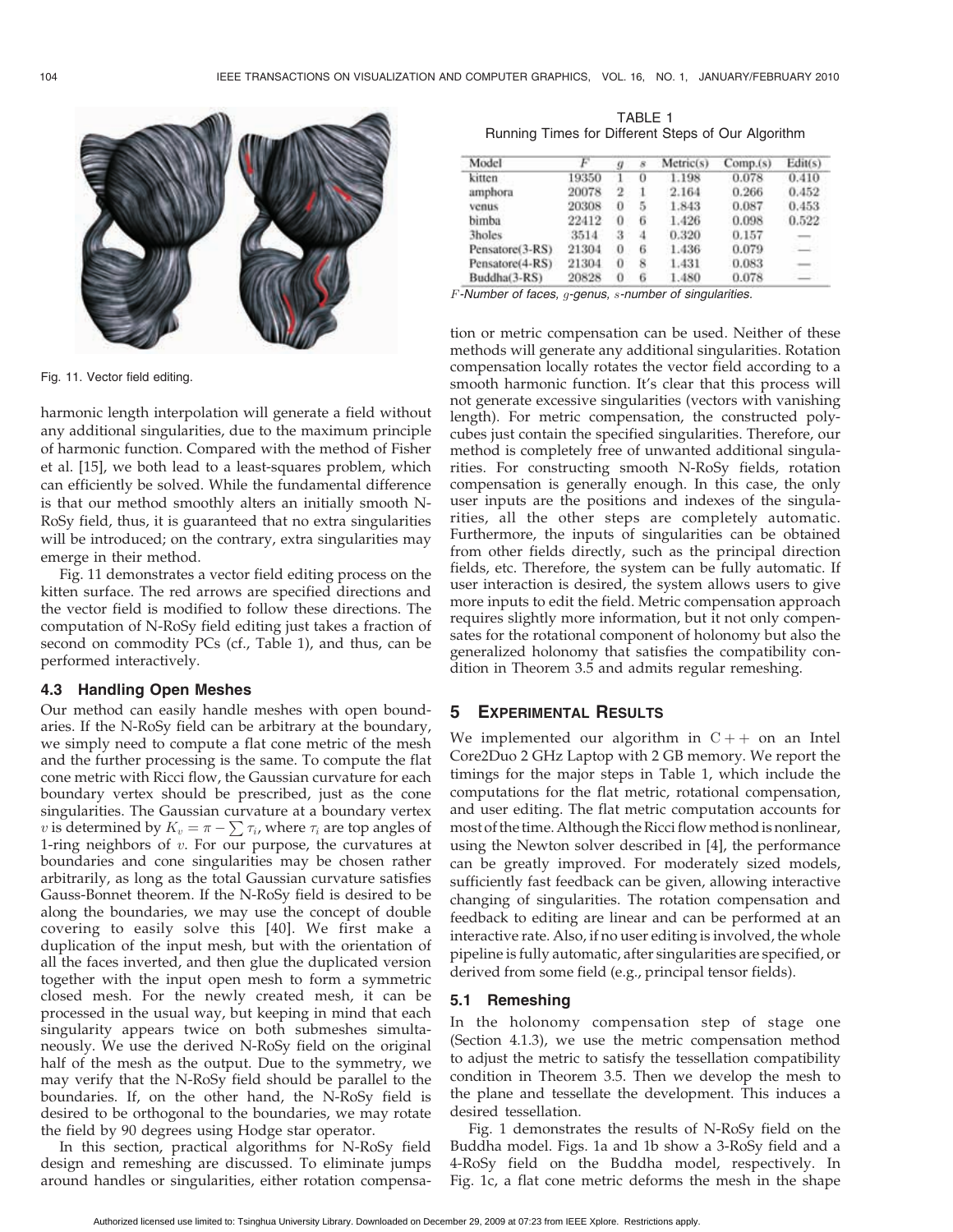Fig. 11. Vector field editing.

harmonic length interpolation will generate a field without any additional singularities, due to the maximum principle of harmonic function. Compared with the method of Fisher et al. [15], we both lead to a least-squares problem, which can efficiently be solved. While the fundamental difference is that our method smoothly alters an initially smooth N-RoSy field, thus, it is guaranteed that no extra singularities will be introduced; on the contrary, extra singularities may emerge in their method.

Fig. 11 demonstrates a vector field editing process on the kitten surface. The red arrows are specified directions and the vector field is modified to follow these directions. The computation of N-RoSy field editing just takes a fraction of second on commodity PCs (cf., Table 1), and thus, can be performed interactively.

### 4.3 Handling Open Meshes

Our method can easily handle meshes with open boundaries. If the N-RoSy field can be arbitrary at the boundary, we simply need to compute a flat cone metric of the mesh and the further processing is the same. To compute the flat cone metric with Ricci flow, the Gaussian curvature for each boundary vertex should be prescribed, just as the cone singularities. The Gaussian curvature at a boundary vertex $v$ is determined by $K_v = \pi - \sum \tau_i$, where $\tau_i$ are top angles of 1-ring neighbors of $v$. For our purpose, the curvatures at boundaries and cone singularities may be chosen rather arbitrarily, as long as the total Gaussian curvature satisfies Gauss-Bonnet theorem. If the N-RoSy field is desired to be along the boundaries, we may use the concept of double covering to easily solve this [40]. We first make a duplication of the input mesh, but with the orientation of all the faces inverted, and then glue the duplicated version together with the input open mesh to form a symmetric closed mesh. For the newly created mesh, it can be processed in the usual way, but keeping in mind that each singularity appears twice on both submeshes simultaneously. We use the derived N-RoSy field on the original half of the mesh as the output. Due to the symmetry, we may verify that the N-RoSy field should be parallel to the boundaries. If, on the other hand, the N-RoSy field is desired to be orthogonal to the boundaries, we may rotate the field by 90 degrees using Hodge star operator.

In this section, practical algorithms for N-RoSy field design and remeshing are discussed. To eliminate jumps around handles or singularities, either rotation compensation or metric compensation can be used. Neither of these methods will generate any additional singularities. Rotation compensation locally rotates the vector field according to a smooth harmonic function. It's clear that this process will not generate excessive singularities (vectors with vanishing length). For metric compensation, the constructed polycubes just contain the specified singularities. Therefore, our method is completely free of unwanted additional singularities. For constructing smooth N-RoSy fields, rotation compensation is generally enough. In this case, the only user inputs are the positions and indexes of the singularities, all the other steps are completely automatic. Furthermore, the inputs of singularities can be obtained from other fields directly, such as the principal direction fields, etc. Therefore, the system can be fully automatic. If user interaction is desired, the system allows users to give more inputs to edit the field. Metric compensation approach requires slightly more information, but it not only compensates for the rotational component of holonomy but also the generalized holonomy that satisfies the compatibility condition in Theorem 3.5 and admits regular remeshing.

TABLE 1
Running Times for Different Steps of Our Algorithm

| Model | $F$ | $g$ | $s$ | Metric(s) | Comp.(s) | Edit(s) |
|---|---|---|---|---|---|---|
| kitten | 19350 | 1 | 0 | 1.198 | 0.078 | 0.410 |
| amphora | 20078 | 2 | 1 | 2.164 | 0.266 | 0.452 |
| venus | 20308 | 0 | 5 | 1.843 | 0.087 | 0.453 |
| bimba | 22412 | 0 | 6 | 1.426 | 0.098 | 0.522 |
| 3holes | 3514 | 3 | 4 | 0.320 | 0.157 | — |
| Pensatore(3-RS) | 21304 | 0 | 6 | 1.436 | 0.079 | — |
| Pensatore(4-RS) | 21304 | 0 | 8 | 1.431 | 0.083 | — |
| Buddha(3-RS) | 20828 | 0 | 6 | 1.480 | 0.078 | — |

$F$-Number of faces, $g$-genus, $s$-number of singularities.

## 5 Experimental Results

We implemented our algorithm in C++ on an Intel Core2Duo 2 GHz Laptop with 2 GB memory. We report the timings for the major steps in Table 1, which include the computations for the flat metric, rotational compensation, and user editing. The flat metric computation accounts for most of the time. Although the Ricci flow method is nonlinear, using the Newton solver described in [4], the performance can be greatly improved. For moderately sized models, sufficiently fast feedback can be given, allowing interactive changing of singularities. The rotation compensation and feedback to editing are linear and can be performed at an interactive rate. Also, if no user editing is involved, the whole pipeline is fully automatic, after singularities are specified, or derived from some field (e.g., principal tensor fields).

### 5.1 Remeshing

In the holonomy compensation step of stage one (Section 4.1.3), we use the metric compensation method to adjust the metric to satisfy the tessellation compatibility condition in Theorem 3.5. Then we develop the mesh to the plane and tessellate the development. This induces a desired tessellation.

Fig. 1 demonstrates the results of N-RoSy field on the Buddha model. Figs. 1a and 1b show a 3-RoSy field and a 4-RoSy field on the Buddha model, respectively. In Fig. 1c, a flat cone metric deforms the mesh in the shape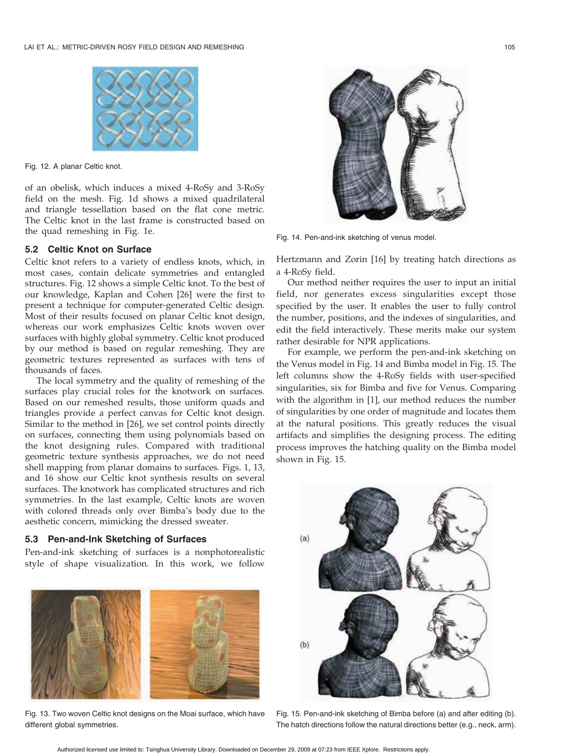Fig. 12. A planar Celtic knot.

of an obelisk, which induces a mixed 4-RoSy and 3-RoSy field on the mesh. Fig. 1d shows a mixed quadrilateral and triangle tessellation based on the flat cone metric. The Celtic knot in the last frame is constructed based on the quad remeshing in Fig. 1e.

### 5.2 Celtic Knot on Surface

Celtic knot refers to a variety of endless knots, which, in most cases, contain delicate symmetries and entangled structures. Fig. 12 shows a simple Celtic knot. To the best of our knowledge, Kaplan and Cohen [26] were the first to present a technique for computer-generated Celtic design. Most of their results focused on planar Celtic knot design, whereas our work emphasizes Celtic knots woven over surfaces with highly global symmetry. Celtic knot produced by our method is based on regular remeshing. They are geometric textures represented as surfaces with tens of thousands of faces.

The local symmetry and the quality of remeshing of the surfaces play crucial roles for the knotwork on surfaces. Based on our remeshed results, those uniform quads and triangles provide a perfect canvas for Celtic knot design. Similar to the method in [26], we set control points directly on surfaces, connecting them using polynomials based on the knot designing rules. Compared with traditional geometric texture synthesis approaches, we do not need shell mapping from planar domains to surfaces. Figs. 1, 13, and 16 show our Celtic knot synthesis results on several surfaces. The knotwork has complicated structures and rich symmetries. In the last example, Celtic knots are woven with colored threads only over Bimba's body due to the aesthetic concern, mimicking the dressed sweater.

### 5.3 Pen-and-Ink Sketching of Surfaces

Pen-and-ink sketching of surfaces is a nonphotorealistic style of shape visualization. In this work, we follow Hertzmann and Zorin [16] by treating hatch directions as a 4-RoSy field.

Fig. 13. Two woven Celtic knot designs on the Moai surface, which have different global symmetries.

Fig. 14. Pen-and-ink sketching of venus model.

Our method neither requires the user to input an initial field, nor generates excess singularities except those specified by the user. It enables the user to fully control the number, positions, and the indexes of singularities, and edit the field interactively. These merits make our system rather desirable for NPR applications.

For example, we perform the pen-and-ink sketching on the Venus model in Fig. 14 and Bimba model in Fig. 15. The left columns show the 4-RoSy fields with user-specified singularities, six for Bimba and five for Venus. Comparing with the algorithm in [1], our method reduces the number of singularities by one order of magnitude and locates them at the natural positions. This greatly reduces the visual artifacts and simplifies the designing process. The editing process improves the hatching quality on the Bimba model shown in Fig. 15.

Fig. 15. Pen-and-ink sketching of Bimba before (a) and after editing (b). The hatch directions follow the natural directions better (e.g., neck, arm).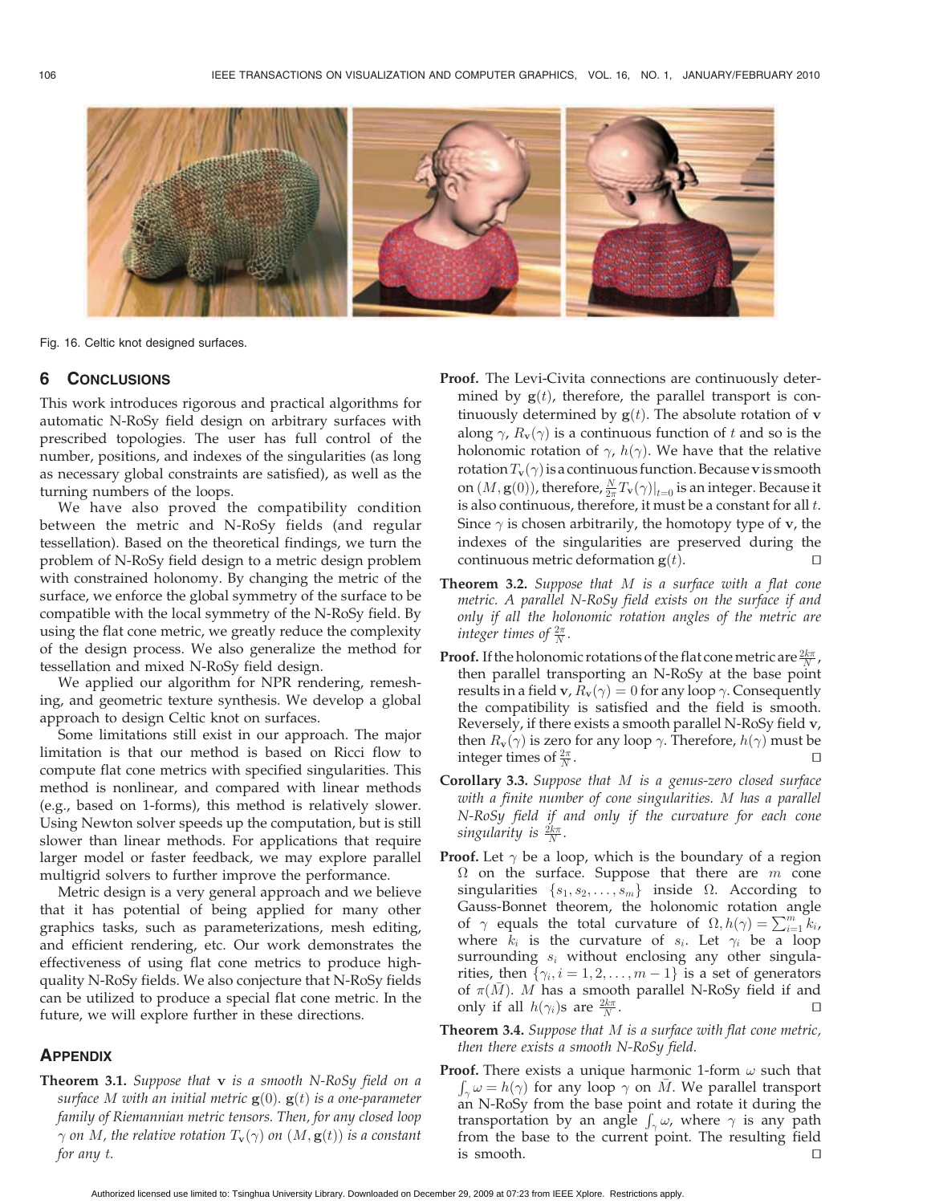Fig. 16. Celtic knot designed surfaces.

## 6 Conclusions

This work introduces rigorous and practical algorithms for automatic N-RoSy field design on arbitrary surfaces with prescribed topologies. The user has full control of the number, positions, and indexes of the singularities (as long as necessary global constraints are satisfied), as well as the turning numbers of the loops.

We have also proved the compatibility condition between the metric and N-RoSy fields (and regular tessellation). Based on the theoretical findings, we turn the problem of N-RoSy field design to a metric design problem with constrained holonomy. By changing the metric of the surface, we enforce the global symmetry of the surface to be compatible with the local symmetry of the N-RoSy field. By using the flat cone metric, we greatly reduce the complexity of the design process. We also generalize the method for tessellation and mixed N-RoSy field design.

We applied our algorithm for NPR rendering, remeshing, and geometric texture synthesis. We develop a global approach to design Celtic knot on surfaces.

Some limitations still exist in our approach. The major limitation is that our method is based on Ricci flow to compute flat cone metrics with specified singularities. This method is nonlinear, and compared with linear methods (e.g., based on 1-forms), this method is relatively slower. Using Newton solver speeds up the computation, but is still slower than linear methods. For applications that require larger model or faster feedback, we may explore parallel multigrid solvers to further improve the performance.

Metric design is a very general approach and we believe that it has potential of being applied for many other graphics tasks, such as parameterizations, mesh editing, and efficient rendering, etc. Our work demonstrates the effectiveness of using flat cone metrics to produce high-quality N-RoSy fields. We also conjecture that N-RoSy fields can be utilized to produce a special flat cone metric. In the future, we will explore further in these directions.

## Appendix

**Theorem 3.1.** *Suppose that* $\mathbf{v}$ *is a smooth N-RoSy field on a surface* $M$ *with an initial metric* $\mathbf{g}(0)$. $\mathbf{g}(t)$ *is a one-parameter family of Riemannian metric tensors. Then, for any closed loop* $\gamma$ *on* $M$, *the relative rotation* $T_{\mathbf{v}}(\gamma)$ *on* $(M, \mathbf{g}(t))$ *is a constant for any* $t$.

**Proof.** The Levi-Civita connections are continuously determined by $\mathbf{g}(t)$, therefore, the parallel transport is continuously determined by $\mathbf{g}(t)$. The absolute rotation of $\mathbf{v}$ along $\gamma$, $R_{\mathbf{v}}(\gamma)$ is a continuous function of $t$ and so is the holonomic rotation of $\gamma$, $h(\gamma)$. We have that the relative rotation $T_{\mathbf{v}}(\gamma)$ is a continuous function. Because $\mathbf{v}$ is smooth on $(M, \mathbf{g}(0))$, therefore, $\frac{N}{2\pi} T_{\mathbf{v}}(\gamma)|_{t=0}$ is an integer. Because it is also continuous, therefore, it must be a constant for all $t$. Since $\gamma$ is chosen arbitrarily, the homotopy type of $\mathbf{v}$, the indexes of the singularities are preserved during the continuous metric deformation $\mathbf{g}(t)$. □

**Theorem 3.2.** *Suppose that* $M$ *is a surface with a flat cone metric. A parallel N-RoSy field exists on the surface if and only if all the holonomic rotation angles of the metric are integer times of* $\frac{2\pi}{N}$.

**Proof.** If the holonomic rotations of the flat cone metric are $\frac{2k\pi}{N}$, then parallel transporting an N-RoSy at the base point results in a field $\mathbf{v}$, $R_{\mathbf{v}}(\gamma) = 0$ for any loop $\gamma$. Consequently the compatibility is satisfied and the field is smooth. Reversely, if there exists a smooth parallel N-RoSy field $\mathbf{v}$, then $R_{\mathbf{v}}(\gamma)$ is zero for any loop $\gamma$. Therefore, $h(\gamma)$ must be integer times of $\frac{2\pi}{N}$. □

**Corollary 3.3.** *Suppose that* $M$ *is a genus-zero closed surface with a finite number of cone singularities.* $M$ *has a parallel N-RoSy field if and only if the curvature for each cone singularity is* $\frac{2k\pi}{N}$.

**Proof.** Let $\gamma$ be a loop, which is the boundary of a region $\Omega$ on the surface. Suppose that there are $m$ cone singularities $\{s_1, s_2, \ldots, s_m\}$ inside $\Omega$. According to Gauss-Bonnet theorem, the holonomic rotation angle of $\gamma$ equals the total curvature of $\Omega, h(\gamma) = \sum_{i=1}^{m} k_i$, where $k_i$ is the curvature of $s_i$. Let $\gamma_i$ be a loop surrounding $s_i$ without enclosing any other singularities, then $\{\gamma_i, i = 1, 2, \ldots, m-1\}$ is a set of generators of $\pi(\bar{M})$. $M$ has a smooth parallel N-RoSy field if and only if all $h(\gamma_i)$s are $\frac{2k\pi}{N}$. □

**Theorem 3.4.** *Suppose that* $M$ *is a surface with flat cone metric, then there exists a smooth N-RoSy field.*

**Proof.** There exists a unique harmonic 1-form $\omega$ such that $\int_\gamma \omega = h(\gamma)$ for any loop $\gamma$ on $\bar{M}$. We parallel transport an N-RoSy from the base point and rotate it during the transportation by an angle $\int_\gamma \omega$, where $\gamma$ is any path from the base to the current point. The resulting field is smooth. □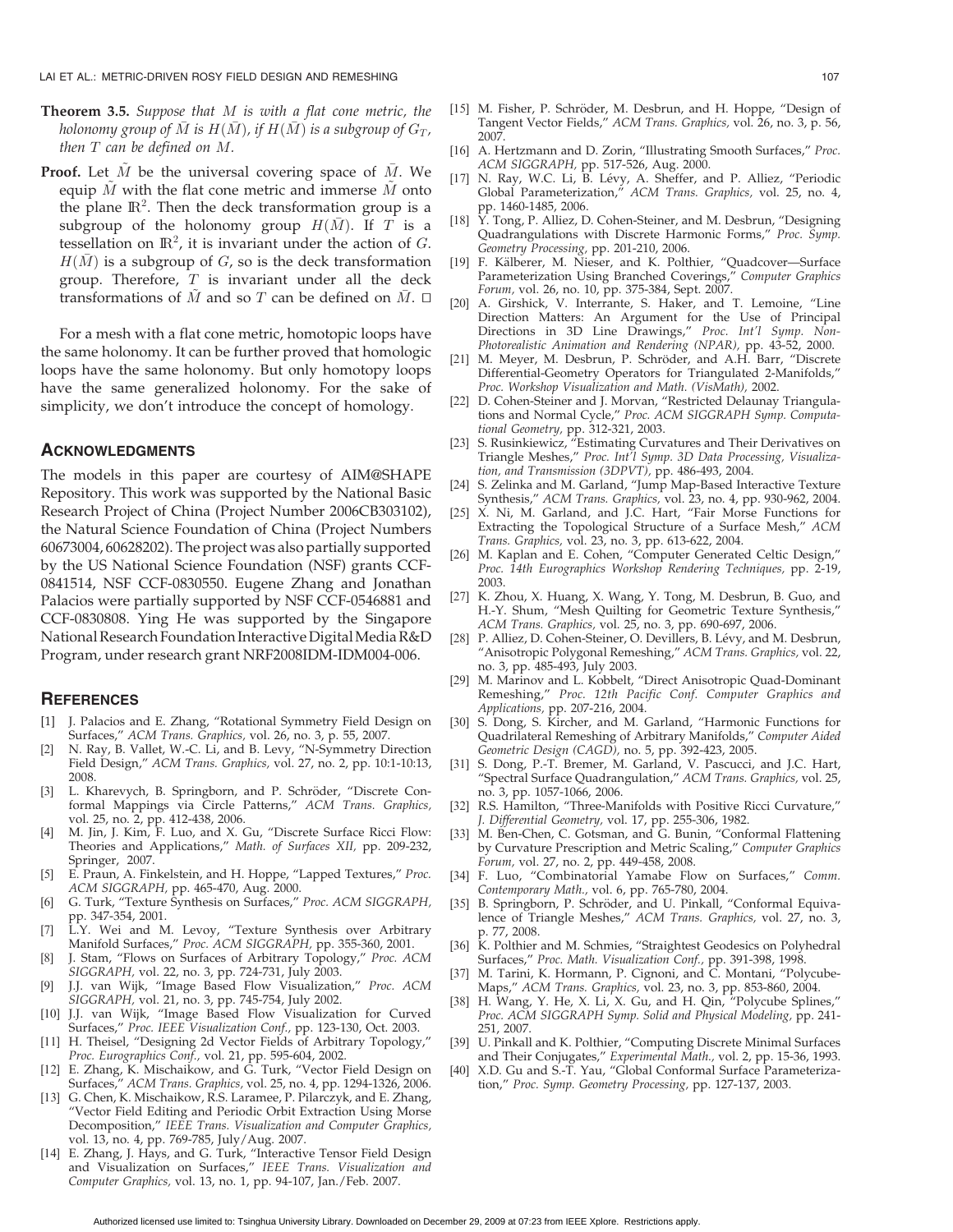**Theorem 3.5.** *Suppose that $M$ is with a flat cone metric, the holonomy group of $\bar{M}$ is $H(\bar{M})$, if $H(\bar{M})$ is a subgroup of $G_T$, then $T$ can be defined on $M$.*

**Proof.** Let $\tilde{M}$ be the universal covering space of $\bar{M}$. We equip $\tilde{M}$ with the flat cone metric and immerse $\tilde{M}$ onto the plane $\mathbb{R}^2$. Then the deck transformation group is a subgroup of the holonomy group $H(\bar{M})$. If $T$ is a tessellation on $\mathbb{R}^2$, it is invariant under the action of $G$. $H(\bar{M})$ is a subgroup of $G$, so is the deck transformation group. Therefore, $T$ is invariant under all the deck transformations of $\tilde{M}$ and so $T$ can be defined on $\bar{M}$. □

For a mesh with a flat cone metric, homotopic loops have the same holonomy. It can be further proved that homologic loops have the same holonomy. But only homotopy loops have the same generalized holonomy. For the sake of simplicity, we don't introduce the concept of homology.

## Acknowledgments

The models in this paper are courtesy of AIM@SHAPE Repository. This work was supported by the National Basic Research Project of China (Project Number 2006CB303102), the Natural Science Foundation of China (Project Numbers 60673004, 60628202). The project was also partially supported by the US National Science Foundation (NSF) grants CCF-0841514, NSF CCF-0830550. Eugene Zhang and Jonathan Palacios were partially supported by NSF CCF-0546881 and CCF-0830808. Ying He was supported by the Singapore National Research Foundation Interactive Digital Media R&D Program, under research grant NRF2008IDM-IDM004-006.

## References

[1] J. Palacios and E. Zhang, "Rotational Symmetry Field Design on Surfaces," *ACM Trans. Graphics,* vol. 26, no. 3, p. 55, 2007.

[2] N. Ray, B. Vallet, W.-C. Li, and B. Levy, "N-Symmetry Direction Field Design," *ACM Trans. Graphics,* vol. 27, no. 2, pp. 10:1-10:13, 2008.

[3] L. Kharevych, B. Springborn, and P. Schröder, "Discrete Conformal Mappings via Circle Patterns," *ACM Trans. Graphics,* vol. 25, no. 2, pp. 412-438, 2006.

[4] M. Jin, J. Kim, F. Luo, and X. Gu, "Discrete Surface Ricci Flow: Theories and Applications," *Math. of Surfaces XII,* pp. 209-232, Springer, 2007.

[5] E. Praun, A. Finkelstein, and H. Hoppe, "Lapped Textures," *Proc. ACM SIGGRAPH,* pp. 465-470, Aug. 2000.

[6] G. Turk, "Texture Synthesis on Surfaces," *Proc. ACM SIGGRAPH,* pp. 347-354, 2001.

[7] L.Y. Wei and M. Levoy, "Texture Synthesis over Arbitrary Manifold Surfaces," *Proc. ACM SIGGRAPH,* pp. 355-360, 2001.

[8] J. Stam, "Flows on Surfaces of Arbitrary Topology," *Proc. ACM SIGGRAPH,* vol. 22, no. 3, pp. 724-731, July 2003.

[9] J.J. van Wijk, "Image Based Flow Visualization," *Proc. ACM SIGGRAPH,* vol. 21, no. 3, pp. 745-754, July 2002.

[10] J.J. van Wijk, "Image Based Flow Visualization for Curved Surfaces," *Proc. IEEE Visualization Conf.,* pp. 123-130, Oct. 2003.

[11] H. Theisel, "Designing 2d Vector Fields of Arbitrary Topology," *Proc. Eurographics Conf.,* vol. 21, pp. 595-604, 2002.

[12] E. Zhang, K. Mischaikow, and G. Turk, "Vector Field Design on Surfaces," *ACM Trans. Graphics,* vol. 25, no. 4, pp. 1294-1326, 2006.

[13] G. Chen, K. Mischaikow, R.S. Laramee, P. Pilarczyk, and E. Zhang, "Vector Field Editing and Periodic Orbit Extraction Using Morse Decomposition," *IEEE Trans. Visualization and Computer Graphics,* vol. 13, no. 4, pp. 769-785, July/Aug. 2007.

[14] E. Zhang, J. Hays, and G. Turk, "Interactive Tensor Field Design and Visualization on Surfaces," *IEEE Trans. Visualization and Computer Graphics,* vol. 13, no. 1, pp. 94-107, Jan./Feb. 2007.

[15] M. Fisher, P. Schröder, M. Desbrun, and H. Hoppe, "Design of Tangent Vector Fields," *ACM Trans. Graphics,* vol. 26, no. 3, p. 56, 2007.

[16] A. Hertzmann and D. Zorin, "Illustrating Smooth Surfaces," *Proc. ACM SIGGRAPH,* pp. 517-526, Aug. 2000.

[17] N. Ray, W.C. Li, B. Lévy, A. Sheffer, and P. Alliez, "Periodic Global Parameterization," *ACM Trans. Graphics,* vol. 25, no. 4, pp. 1460-1485, 2006.

[18] Y. Tong, P. Alliez, D. Cohen-Steiner, and M. Desbrun, "Designing Quadrangulations with Discrete Harmonic Forms," *Proc. Symp. Geometry Processing,* pp. 201-210, 2006.

[19] F. Kälberer, M. Nieser, and K. Polthier, "Quadcover—Surface Parameterization Using Branched Coverings," *Computer Graphics Forum,* vol. 26, no. 10, pp. 375-384, Sept. 2007.

[20] A. Girshick, V. Interrante, S. Haker, and T. Lemoine, "Line Direction Matters: An Argument for the Use of Principal Directions in 3D Line Drawings," *Proc. Int'l Symp. Non-Photorealistic Animation and Rendering (NPAR),* pp. 43-52, 2000.

[21] M. Meyer, M. Desbrun, P. Schröder, and A.H. Barr, "Discrete Differential-Geometry Operators for Triangulated 2-Manifolds," *Proc. Workshop Visualization and Math. (VisMath),* 2002.

[22] D. Cohen-Steiner and J. Morvan, "Restricted Delaunay Triangulations and Normal Cycle," *Proc. ACM SIGGRAPH Symp. Computational Geometry,* pp. 312-321, 2003.

[23] S. Rusinkiewicz, "Estimating Curvatures and Their Derivatives on Triangle Meshes," *Proc. Int'l Symp. 3D Data Processing, Visualization, and Transmission (3DPVT),* pp. 486-493, 2004.

[24] S. Zelinka and M. Garland, "Jump Map-Based Interactive Texture Synthesis," *ACM Trans. Graphics,* vol. 23, no. 4, pp. 930-962, 2004.

[25] X. Ni, M. Garland, and J.C. Hart, "Fair Morse Functions for Extracting the Topological Structure of a Surface Mesh," *ACM Trans. Graphics,* vol. 23, no. 3, pp. 613-622, 2004.

[26] M. Kaplan and E. Cohen, "Computer Generated Celtic Design," *Proc. 14th Eurographics Workshop Rendering Techniques,* pp. 2-19, 2003.

[27] K. Zhou, X. Huang, X. Wang, Y. Tong, M. Desbrun, B. Guo, and H.-Y. Shum, "Mesh Quilting for Geometric Texture Synthesis," *ACM Trans. Graphics,* vol. 25, no. 3, pp. 690-697, 2006.

[28] P. Alliez, D. Cohen-Steiner, O. Devillers, B. Lévy, and M. Desbrun, "Anisotropic Polygonal Remeshing," *ACM Trans. Graphics,* vol. 22, no. 3, pp. 485-493, July 2003.

[29] M. Marinov and L. Kobbelt, "Direct Anisotropic Quad-Dominant Remeshing," *Proc. 12th Pacific Conf. Computer Graphics and Applications,* pp. 207-216, 2004.

[30] S. Dong, S. Kircher, and M. Garland, "Harmonic Functions for Quadrilateral Remeshing of Arbitrary Manifolds," *Computer Aided Geometric Design (CAGD),* no. 5, pp. 392-423, 2005.

[31] S. Dong, P.-T. Bremer, M. Garland, V. Pascucci, and J.C. Hart, "Spectral Surface Quadrangulation," *ACM Trans. Graphics,* vol. 25, no. 3, pp. 1057-1066, 2006.

[32] R.S. Hamilton, "Three-Manifolds with Positive Ricci Curvature," *J. Differential Geometry,* vol. 17, pp. 255-306, 1982.

[33] M. Ben-Chen, C. Gotsman, and G. Bunin, "Conformal Flattening by Curvature Prescription and Metric Scaling," *Computer Graphics Forum,* vol. 27, no. 2, pp. 449-458, 2008.

[34] F. Luo, "Combinatorial Yamabe Flow on Surfaces," *Comm. Contemporary Math.,* vol. 6, pp. 765-780, 2004.

[35] B. Springborn, P. Schröder, and U. Pinkall, "Conformal Equivalence of Triangle Meshes," *ACM Trans. Graphics,* vol. 27, no. 3, p. 77, 2008.

[36] K. Polthier and M. Schmies, "Straightest Geodesics on Polyhedral Surfaces," *Proc. Math. Visualization Conf.,* pp. 391-398, 1998.

[37] M. Tarini, K. Hormann, P. Cignoni, and C. Montani, "PolycubeMaps," *ACM Trans. Graphics,* vol. 23, no. 3, pp. 853-860, 2004.

[38] H. Wang, Y. He, X. Li, X. Gu, and H. Qin, "Polycube Splines," *Proc. ACM SIGGRAPH Symp. Solid and Physical Modeling,* pp. 241-251, 2007.

[39] U. Pinkall and K. Polthier, "Computing Discrete Minimal Surfaces and Their Conjugates," *Experimental Math.,* vol. 2, pp. 15-36, 1993.

[40] X.D. Gu and S.-T. Yau, "Global Conformal Surface Parameterization," *Proc. Symp. Geometry Processing,* pp. 127-137, 2003.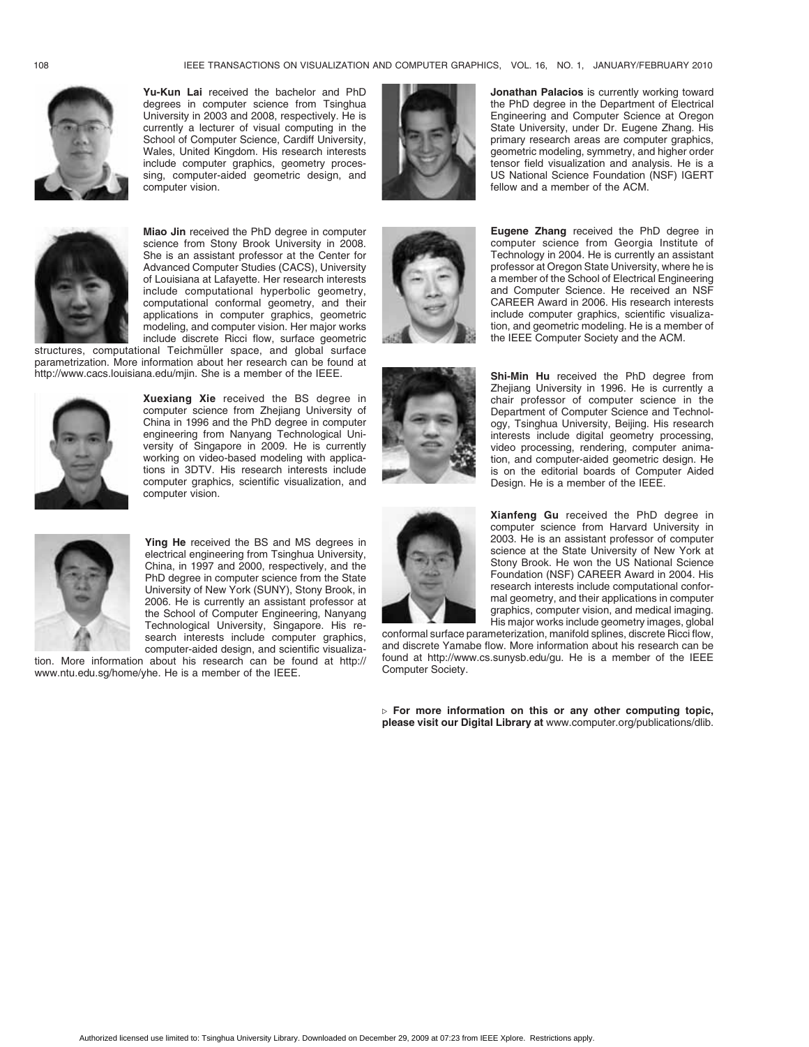**Yu-Kun Lai** received the bachelor and PhD degrees in computer science from Tsinghua University in 2003 and 2008, respectively. He is currently a lecturer of visual computing in the School of Computer Science, Cardiff University, Wales, United Kingdom. His research interests include computer graphics, geometry processing, computer-aided geometric design, and computer vision.

**Miao Jin** received the PhD degree in computer science from Stony Brook University in 2008. She is an assistant professor at the Center for Advanced Computer Studies (CACS), University of Louisiana at Lafayette. Her research interests include computational hyperbolic geometry, computational conformal geometry, and their applications in computer graphics, geometric modeling, and computer vision. Her major works include discrete Ricci flow, surface geometric structures, computational Teichmüller space, and global surface parametrization. More information about her research can be found at http://www.cacs.louisiana.edu/mjin. She is a member of the IEEE.

**Xuexiang Xie** received the BS degree in computer science from Zhejiang University of China in 1996 and the PhD degree in computer engineering from Nanyang Technological University of Singapore in 2009. He is currently working on video-based modeling with applications in 3DTV. His research interests include computer graphics, scientific visualization, and computer vision.

**Ying He** received the BS and MS degrees in electrical engineering from Tsinghua University, China, in 1997 and 2000, respectively, and the PhD degree in computer science from the State University of New York (SUNY), Stony Brook, in 2006. He is currently an assistant professor at the School of Computer Engineering, Nanyang Technological University, Singapore. His research interests include computer graphics, computer-aided design, and scientific visualization. More information about his research can be found at http://www.ntu.edu.sg/home/yhe. He is a member of the IEEE.

**Jonathan Palacios** is currently working toward the PhD degree in the Department of Electrical Engineering and Computer Science at Oregon State University, under Dr. Eugene Zhang. His primary research areas are computer graphics, geometric modeling, symmetry, and higher order tensor field visualization and analysis. He is a US National Science Foundation (NSF) IGERT fellow and a member of the ACM.

**Eugene Zhang** received the PhD degree in computer science from Georgia Institute of Technology in 2004. He is currently an assistant professor at Oregon State University, where he is a member of the School of Electrical Engineering and Computer Science. He received an NSF CAREER Award in 2006. His research interests include computer graphics, scientific visualization, and geometric modeling. He is a member of the IEEE Computer Society and the ACM.

**Shi-Min Hu** received the PhD degree from Zhejiang University in 1996. He is currently a chair professor of computer science in the Department of Computer Science and Technology, Tsinghua University, Beijing. His research interests include digital geometry processing, video processing, rendering, computer animation, and computer-aided geometric design. He is on the editorial boards of Computer Aided Design. He is a member of the IEEE.

**Xianfeng Gu** received the PhD degree in computer science from Harvard University in 2003. He is an assistant professor of computer science at the State University of New York at Stony Brook. He won the US National Science Foundation (NSF) CAREER Award in 2004. His research interests include computational conformal geometry, and their applications in computer graphics, computer vision, and medical imaging. His major works include geometry images, global conformal surface parameterization, manifold splines, discrete Ricci flow, and discrete Yamabe flow. More information about his research can be found at http://www.cs.sunysb.edu/gu. He is a member of the IEEE Computer Society.

▷ **For more information on this or any other computing topic, please visit our Digital Library at** www.computer.org/publications/dlib.